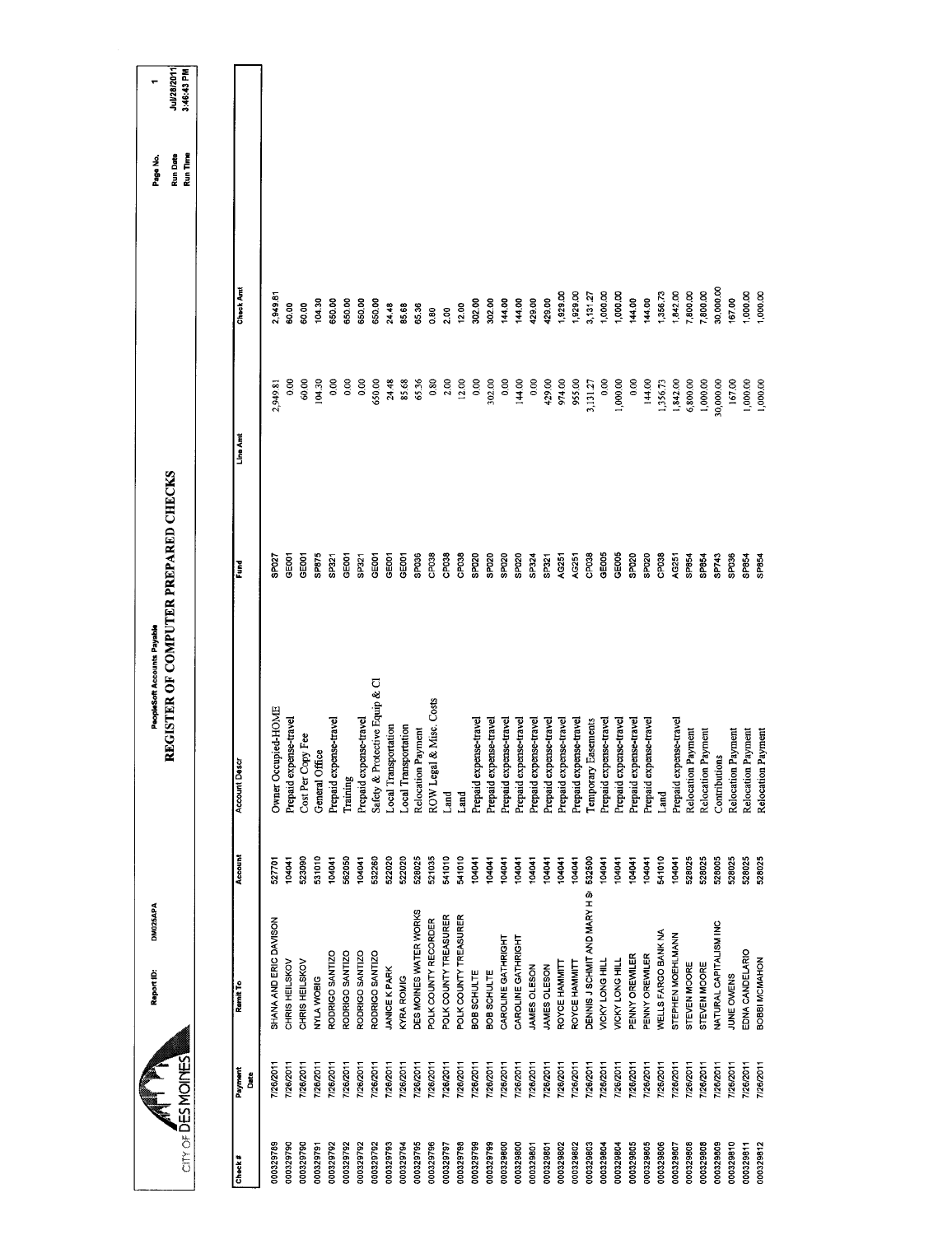CITY OF DES MOINES

Report ID: DM025APA

PeopleSoft Accounts Payable

# REGISTER OF COMPUTER PREPARED CHECKS

Page No. 1
Run Date Jul/28/2011
Run Time 3:46:43 PM

| Check # | Payment Date | Remit To | Account | Account Descr | Fund | Line Amt | Check Amt |
|---|---|---|---|---|---|---|---|
| 000329789 | 7/26/2011 | SHANA AND ERIC DAVISON | 527701 | Owner Occupied-HOME | SP027 | 2,949.81 | 2,949.81 |
| 000329790 | 7/26/2011 | CHRIS HEILSKOV | 104041 | Prepaid expense-travel | GE001 | 0.00 | 60.00 |
| 000329790 | 7/26/2011 | CHRIS HEILSKOV | 523090 | Cost Per Copy Fee | GE001 | 60.00 | 60.00 |
| 000329791 | 7/26/2011 | NYLA WOBIG | 531010 | General Office | SP875 | 104.30 | 104.30 |
| 000329792 | 7/26/2011 | RODRIGO SANTIZO | 104041 | Prepaid expense-travel | SP321 | 0.00 | 650.00 |
| 000329792 | 7/26/2011 | RODRIGO SANTIZO | 562050 | Training | GE001 | 0.00 | 650.00 |
| 000329792 | 7/26/2011 | RODRIGO SANTIZO | 104041 | Prepaid expense-travel | SP321 | 0.00 | 650.00 |
| 000329792 | 7/26/2011 | RODRIGO SANTIZO | 532260 | Safety & Protective Equip & Cl | GE001 | 650.00 | 650.00 |
| 000329793 | 7/26/2011 | JANICE K PARK | 522020 | Local Transportation | GE001 | 24.48 | 24.48 |
| 000329794 | 7/26/2011 | KYRA ROMIG | 522020 | Local Transportation | GE001 | 85.68 | 85.68 |
| 000329795 | 7/26/2011 | DES MOINES WATER WORKS | 528025 | Relocation Payment | SP036 | 65.36 | 65.36 |
| 000329796 | 7/26/2011 | POLK COUNTY RECORDER | 521035 | ROW Legal & Misc. Costs | CP038 | 0.80 | 0.80 |
| 000329797 | 7/26/2011 | POLK COUNTY TREASURER | 541010 | Land | CP038 | 2.00 | 2.00 |
| 000329798 | 7/26/2011 | POLK COUNTY TREASURER | 541010 | Land | CP038 | 12.00 | 12.00 |
| 000329799 | 7/26/2011 | BOB SCHULTE | 104041 | Prepaid expense-travel | SP020 | 0.00 | 302.00 |
| 000329799 | 7/26/2011 | BOB SCHULTE | 104041 | Prepaid expense-travel | SP020 | 302.00 | 302.00 |
| 000329800 | 7/26/2011 | CAROLINE GATHRIGHT | 104041 | Prepaid expense-travel | SP020 | 0.00 | 144.00 |
| 000329800 | 7/26/2011 | CAROLINE GATHRIGHT | 104041 | Prepaid expense-travel | SP020 | 144.00 | 144.00 |
| 000329801 | 7/26/2011 | JAMES OLESON | 104041 | Prepaid expense-travel | SP324 | 0.00 | 429.00 |
| 000329801 | 7/26/2011 | JAMES OLESON | 104041 | Prepaid expense-travel | SP321 | 429.00 | 429.00 |
| 000329802 | 7/26/2011 | ROYCE HAMMITT | 104041 | Prepaid expense-travel | AG251 | 974.00 | 1,929.00 |
| 000329802 | 7/26/2011 | ROYCE HAMMITT | 104041 | Prepaid expense-travel | AG251 | 955.00 | 1,929.00 |
| 000329803 | 7/26/2011 | DENNIS J SCHMIT AND MARY H SI | 532500 | Temporary Easements | CP038 | 3,131.27 | 3,131.27 |
| 000329804 | 7/26/2011 | VICKY LONG HILL | 104041 | Prepaid expense-travel | GE005 | 0.00 | 1,000.00 |
| 000329804 | 7/26/2011 | VICKY LONG HILL | 104041 | Prepaid expense-travel | GE005 | 1,000.00 | 1,000.00 |
| 000329805 | 7/26/2011 | PENNY OREWILER | 104041 | Prepaid expense-travel | SP020 | 0.00 | 144.00 |
| 000329805 | 7/26/2011 | PENNY OREWILER | 104041 | Prepaid expense-travel | SP020 | 144.00 | 144.00 |
| 000329806 | 7/26/2011 | WELLS FARGO BANK NA | 541010 | Land | CP038 | 1,356.73 | 1,356.73 |
| 000329807 | 7/26/2011 | STEPHEN MOEHLMANN | 104041 | Prepaid expense-travel | AG251 | 1,842.00 | 1,842.00 |
| 000329808 | 7/26/2011 | STEVEN MOORE | 528025 | Relocation Payment | SP854 | 6,800.00 | 7,800.00 |
| 000329808 | 7/26/2011 | STEVEN MOORE | 528025 | Relocation Payment | SP854 | 1,000.00 | 7,800.00 |
| 000329809 | 7/26/2011 | NATURAL CAPITALISM INC | 528005 | Contributions | SP743 | 30,000.00 | 30,000.00 |
| 000329810 | 7/26/2011 | JUNE OWENS | 528025 | Relocation Payment | SP036 | 167.00 | 167.00 |
| 000329811 | 7/26/2011 | EDNA CANDELARIO | 528025 | Relocation Payment | SP854 | 1,000.00 | 1,000.00 |
| 000329812 | 7/26/2011 | BOBBI MCMAHON | 528025 | Relocation Payment | SP854 | 1,000.00 | 1,000.00 |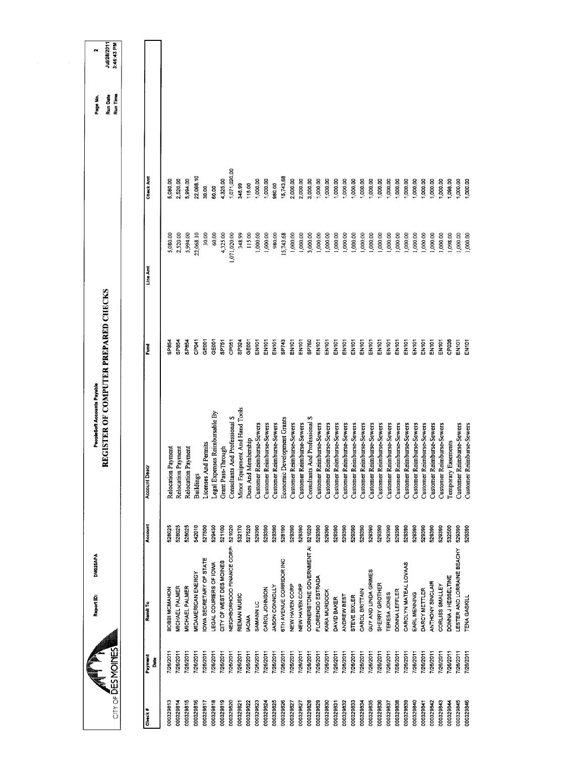# REGISTER OF COMPUTER PREPARED CHECKS

PeopleSoft Accounts Payable

Report ID: DM025APA

Run Date Jul/28/2011
Run Time 3:46:43 PM

| Check # | Payment Date | Remit To | Account | Account Descr | Fund | Line Amt | Check Amt |
|---|---|---|---|---|---|---|---|
| 000329813 | 7/26/2011 | BOBBI MCMAHON | 528025 | Relocation Payment | SP854 | 5,080.00 | 5,080.00 |
| 000329814 | 7/26/2011 | MICHAEL PALMER | 528025 | Relocation Payment | SP854 | 2,520.00 | 2,520.00 |
| 000329815 | 7/26/2011 | MICHAEL PALMER | 528025 | Relocation Payment | SP854 | 5,994.00 | 5,994.00 |
| 000329816 | 7/26/2011 | MIDAMERICAN ENERGY | 542010 | Buildings | CP041 | 22,068.10 | 22,068.10 |
| 000329817 | 7/26/2011 | IOWA SECRETARY OF STATE | 527500 | Licenses And Permits | GE001 | 30.00 | 30.00 |
| 000329818 | 7/26/2011 | LEGAL COURIERS OF IOWA | 529430 | Legal Expenses Reimbursable By | GE001 | 60.00 | 60.00 |
| 000329819 | 7/26/2011 | CITY OF WEST DES MOINES | 521100 | Grant Pass-Through | SP751 | 4,325.00 | 4,325.00 |
| 000329820 | 7/26/2011 | NEIGHBORHOOD FINANCE CORP | 521020 | Consultants And Professional S | CP051 | 1,071,020.00 | 1,071,020.00 |
| 000329821 | 7/26/2011 | RIEMAN MUSIC | 532170 | Minor Equipment And Hand Tools | SP324 | 348.99 | 348.99 |
| 000329822 | 7/26/2011 | IACMA | 527520 | Dues And Membership | GE001 | 115.00 | 115.00 |
| 000329823 | 7/26/2011 | SAMANN LC | 529390 | Customer Reimburse-Sewers | EN101 | 1,000.00 | 1,000.00 |
| 000329824 | 7/26/2011 | CAROL JOHNSON | 529390 | Customer Reimburse-Sewers | EN101 | 1,000.00 | 1,000.00 |
| 000329825 | 7/26/2011 | JASON CONNOLLY | 529390 | Customer Reimburse-Sewers | EN101 | 980.00 | 980.00 |
| 000329826 | 7/26/2011 | 6TH AVENUE CORRIDOR INC | 528190 | Economic Development Grants | SP743 | 15,743.68 | 15,743.68 |
| 000329827 | 7/26/2011 | NEW HAVEN CORP | 529390 | Customer Reimburse-Sewers | EN101 | 1,000.00 | 2,000.00 |
| 000329827 | 7/26/2011 | NEW HAVEN CORP | 529390 | Customer Reimburse-Sewers | EN101 | 1,000.00 | 2,000.00 |
| 000329828 | 7/26/2011 | CORNERSTONE GOVERNMENT AI | 521020 | Consultants And Professional S | SP760 | 3,000.00 | 3,000.00 |
| 000329829 | 7/26/2011 | FLORENCIO ESTRADA | 529390 | Customer Reimburse-Sewers | EN101 | 1,000.00 | 1,000.00 |
| 000329830 | 7/26/2011 | KARA MURDOCK | 529390 | Customer Reimburse-Sewers | EN101 | 1,000.00 | 1,000.00 |
| 000329831 | 7/26/2011 | DAVID BAKER | 529390 | Customer Reimburse-Sewers | EN101 | 1,000.00 | 1,000.00 |
| 000329832 | 7/26/2011 | ANDREW BEST | 529390 | Customer Reimburse-Sewers | EN101 | 1,000.00 | 1,000.00 |
| 000329833 | 7/26/2011 | STEVE BIXLER | 529390 | Customer Reimburse-Sewers | EN101 | 1,000.00 | 1,000.00 |
| 000329834 | 7/26/2011 | CAROL BRITTAIN | 529390 | Customer Reimburse-Sewers | EN101 | 1,000.00 | 1,000.00 |
| 000329835 | 7/26/2011 | GUY AND LINDA GRIMES | 529390 | Customer Reimburse-Sewers | EN101 | 1,000.00 | 1,000.00 |
| 000329836 | 7/26/2011 | SHERRY GROTHER | 529390 | Customer Reimburse-Sewers | EN101 | 1,000.00 | 1,000.00 |
| 000329837 | 7/26/2011 | TERESA JONES | 529390 | Customer Reimburse-Sewers | EN101 | 1,000.00 | 1,000.00 |
| 000329838 | 7/26/2011 | DONNA LEFFLER | 529390 | Customer Reimburse-Sewers | EN101 | 1,000.00 | 1,000.00 |
| 000329839 | 7/26/2011 | CAROLYN MATEAL LOVAAS | 529390 | Customer Reimburse-Sewers | EN101 | 1,000.00 | 1,000.00 |
| 000329840 | 7/26/2011 | EARL MENNING | 529390 | Customer Reimburse-Sewers | EN101 | 1,000.00 | 1,000.00 |
| 000329841 | 7/26/2011 | DARCY METTLER | 529390 | Customer Reimburse-Sewers | EN101 | 1,000.00 | 1,000.00 |
| 000329842 | 7/26/2011 | ANTHONY SINCLAIR | 529390 | Customer Reimburse-Sewers | EN101 | 1,000.00 | 1,000.00 |
| 000329843 | 7/26/2011 | CORLISS SMALLEY | 529390 | Customer Reimburse-Sewers | EN101 | 1,000.00 | 1,000.00 |
| 000329844 | 7/26/2011 | DONNA J HESSELTINE | 532500 | Temporary Easements | CP038 | 1,098.00 | 1,098.00 |
| 000329845 | 7/26/2011 | LESTER AND LORRAINE BEACHY | 529390 | Customer Reimburse-Sewers | EN101 | 1,000.00 | 1,000.00 |
| 000329846 | 7/26/2011 | TENA GASKILL | 529390 | Customer Reimburse-Sewers | EN101 | 1,000.00 | 1,000.00 |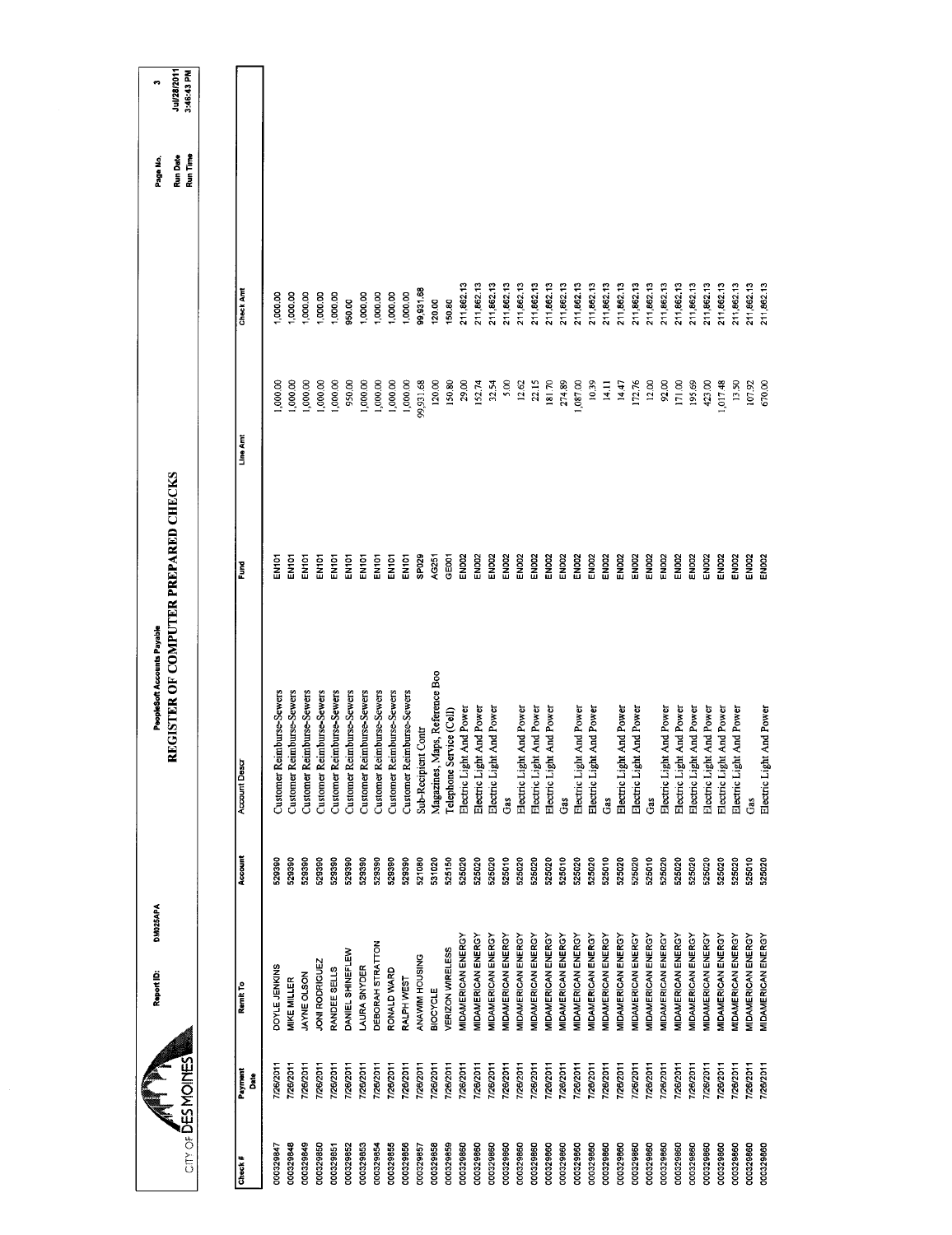# REGISTER OF COMPUTER PREPARED CHECKS

PeopleSoft Accounts Payable

CITY OF DES MOINES

Report ID: DM025APA

Run Date Jul/28/2011
Run Time 3:46:43 PM

| Check # | Payment Date | Remit To | Account | Account Descr | Fund | Line Amt | Check Amt |
|---|---|---|---|---|---|---|---|
| 000329847 | 7/26/2011 | DOYLE JENKINS | 529390 | Customer Reimburse-Sewers | EN101 | 1,000.00 | 1,000.00 |
| 000329848 | 7/26/2011 | MIKE MILLER | 529390 | Customer Reimburse-Sewers | EN101 | 1,000.00 | 1,000.00 |
| 000329849 | 7/26/2011 | JAYNE OLSON | 529390 | Customer Reimburse-Sewers | EN101 | 1,000.00 | 1,000.00 |
| 000329850 | 7/26/2011 | JONI RODRIGUEZ | 529390 | Customer Reimburse-Sewers | EN101 | 1,000.00 | 1,000.00 |
| 000329851 | 7/26/2011 | RANDEE SELLS | 529390 | Customer Reimburse-Sewers | EN101 | 1,000.00 | 1,000.00 |
| 000329852 | 7/26/2011 | DANIEL SHINEFLEW | 529390 | Customer Reimburse-Sewers | EN101 | 950.00 | 950.00 |
| 000329853 | 7/26/2011 | LAURA SNYDER | 529390 | Customer Reimburse-Sewers | EN101 | 1,000.00 | 1,000.00 |
| 000329854 | 7/26/2011 | DEBORAH STRATTON | 529390 | Customer Reimburse-Sewers | EN101 | 1,000.00 | 1,000.00 |
| 000329855 | 7/26/2011 | RONALD WARD | 529390 | Customer Reimburse-Sewers | EN101 | 1,000.00 | 1,000.00 |
| 000329856 | 7/26/2011 | RALPH WEST | 529390 | Customer Reimburse-Sewers | EN101 | 1,000.00 | 1,000.00 |
| 000329857 | 7/26/2011 | ANAWIM HOUSING | 521080 | Sub-Recipient Contr | SP029 | 99,931.68 | 99,931.68 |
| 000329858 | 7/26/2011 | BIOCYCLE | 531020 | Magazines, Maps, Reference Boo | AG251 | 120.00 | 120.00 |
| 000329859 | 7/26/2011 | VERIZON WIRELESS | 525150 | Telephone Service (Cell) | GE001 | 150.80 | 150.80 |
| 000329860 | 7/26/2011 | MIDAMERICAN ENERGY | 525020 | Electric Light And Power | EN002 | 29.00 | 211,862.13 |
| 000329860 | 7/26/2011 | MIDAMERICAN ENERGY | 525020 | Electric Light And Power | EN002 | 152.74 | 211,862.13 |
| 000329860 | 7/26/2011 | MIDAMERICAN ENERGY | 525020 | Electric Light And Power | EN002 | 32.54 | 211,862.13 |
| 000329860 | 7/26/2011 | MIDAMERICAN ENERGY | 525010 | Gas | EN002 | 5.00 | 211,862.13 |
| 000329860 | 7/26/2011 | MIDAMERICAN ENERGY | 525020 | Electric Light And Power | EN002 | 12.62 | 211,862.13 |
| 000329860 | 7/26/2011 | MIDAMERICAN ENERGY | 525020 | Electric Light And Power | EN002 | 22.15 | 211,862.13 |
| 000329860 | 7/26/2011 | MIDAMERICAN ENERGY | 525020 | Electric Light And Power | EN002 | 181.70 | 211,862.13 |
| 000329860 | 7/26/2011 | MIDAMERICAN ENERGY | 525010 | Gas | EN002 | 274.89 | 211,862.13 |
| 000329860 | 7/26/2011 | MIDAMERICAN ENERGY | 525020 | Electric Light And Power | EN002 | 1,087.00 | 211,862.13 |
| 000329860 | 7/26/2011 | MIDAMERICAN ENERGY | 525020 | Electric Light And Power | EN002 | 10.39 | 211,862.13 |
| 000329860 | 7/26/2011 | MIDAMERICAN ENERGY | 525010 | Gas | EN002 | 14.11 | 211,862.13 |
| 000329860 | 7/26/2011 | MIDAMERICAN ENERGY | 525020 | Electric Light And Power | EN002 | 14.47 | 211,862.13 |
| 000329860 | 7/26/2011 | MIDAMERICAN ENERGY | 525020 | Electric Light And Power | EN002 | 172.76 | 211,862.13 |
| 000329860 | 7/26/2011 | MIDAMERICAN ENERGY | 525010 | Gas | EN002 | 12.00 | 211,862.13 |
| 000329860 | 7/26/2011 | MIDAMERICAN ENERGY | 525020 | Electric Light And Power | EN002 | 92.00 | 211,862.13 |
| 000329860 | 7/26/2011 | MIDAMERICAN ENERGY | 525020 | Electric Light And Power | EN002 | 171.00 | 211,862.13 |
| 000329860 | 7/26/2011 | MIDAMERICAN ENERGY | 525020 | Electric Light And Power | EN002 | 195.69 | 211,862.13 |
| 000329860 | 7/26/2011 | MIDAMERICAN ENERGY | 525020 | Electric Light And Power | EN002 | 423.00 | 211,862.13 |
| 000329860 | 7/26/2011 | MIDAMERICAN ENERGY | 525020 | Electric Light And Power | EN002 | 1,017.48 | 211,862.13 |
| 000329860 | 7/26/2011 | MIDAMERICAN ENERGY | 525020 | Electric Light And Power | EN002 | 13.50 | 211,862.13 |
| 000329860 | 7/26/2011 | MIDAMERICAN ENERGY | 525010 | Gas | EN002 | 107.92 | 211,862.13 |
| 000329860 | 7/26/2011 | MIDAMERICAN ENERGY | 525020 | Electric Light And Power | EN002 | 670.00 | 211,862.13 |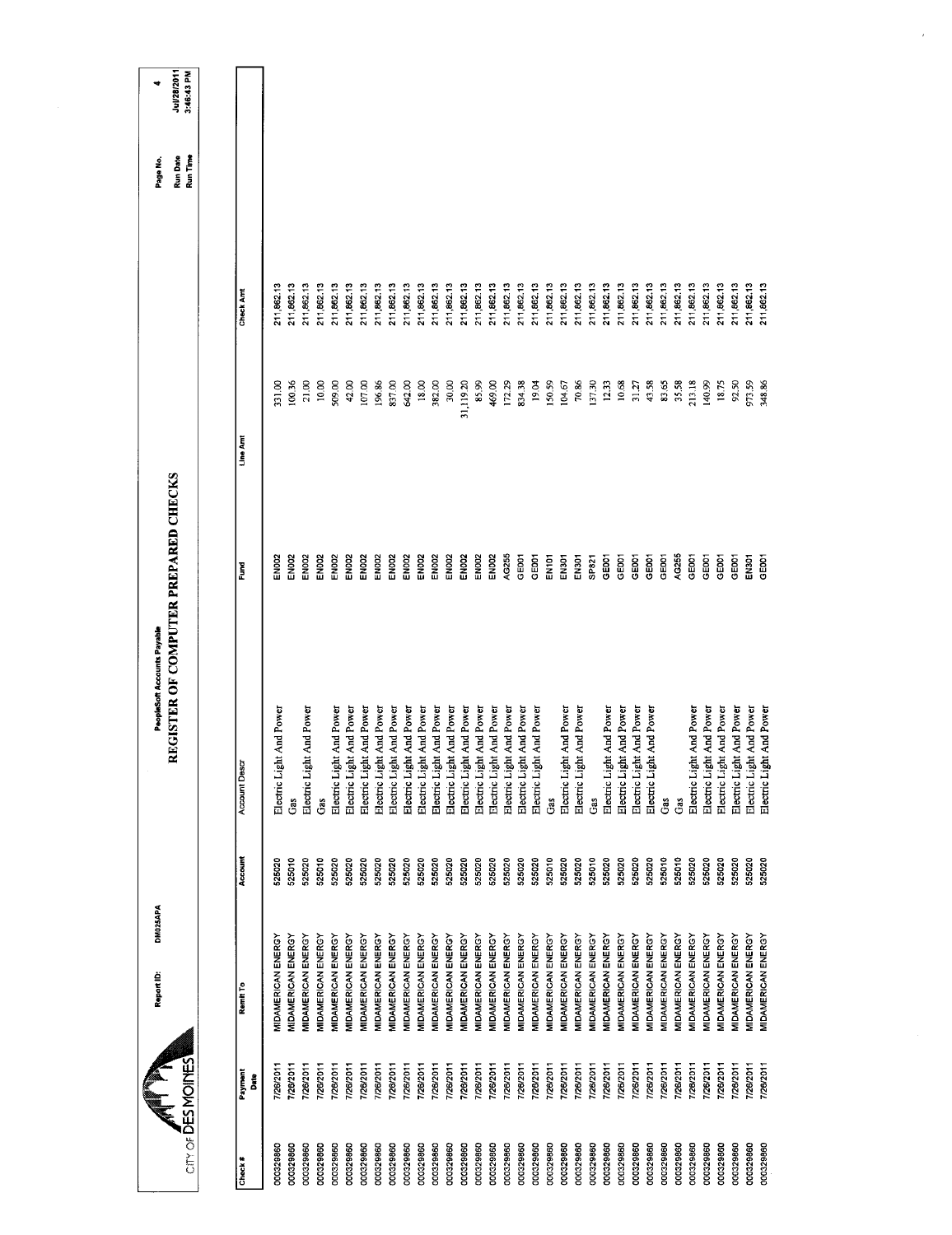CITY OF DES MOINES

Report ID: DM025APA

PeopleSoft Accounts Payable

# REGISTER OF COMPUTER PREPARED CHECKS

Run Date Jul/28/2011
Run Time 3:46:43 PM

| Check # | Payment Date | Remit To | Account | Account Descr | Fund | Line Amt | Check Amt |
|---|---|---|---|---|---|---|---|
| 000329860 | 7/26/2011 | MIDAMERICAN ENERGY | 525020 | Electric Light And Power | EN002 | 331.00 | 211,862.13 |
| 000329860 | 7/26/2011 | MIDAMERICAN ENERGY | 525010 | Gas | EN002 | 100.36 | 211,862.13 |
| 000329860 | 7/26/2011 | MIDAMERICAN ENERGY | 525020 | Electric Light And Power | EN002 | 21.00 | 211,862.13 |
| 000329860 | 7/26/2011 | MIDAMERICAN ENERGY | 525010 | Gas | EN002 | 10.00 | 211,862.13 |
| 000329860 | 7/26/2011 | MIDAMERICAN ENERGY | 525020 | Electric Light And Power | EN002 | 509.00 | 211,862.13 |
| 000329860 | 7/26/2011 | MIDAMERICAN ENERGY | 525020 | Electric Light And Power | EN002 | 42.00 | 211,862.13 |
| 000329860 | 7/26/2011 | MIDAMERICAN ENERGY | 525020 | Electric Light And Power | EN002 | 107.00 | 211,862.13 |
| 000329860 | 7/26/2011 | MIDAMERICAN ENERGY | 525020 | Electric Light And Power | EN002 | 196.86 | 211,862.13 |
| 000329860 | 7/26/2011 | MIDAMERICAN ENERGY | 525020 | Electric Light And Power | EN002 | 837.00 | 211,862.13 |
| 000329860 | 7/26/2011 | MIDAMERICAN ENERGY | 525020 | Electric Light And Power | EN002 | 642.00 | 211,862.13 |
| 000329860 | 7/26/2011 | MIDAMERICAN ENERGY | 525020 | Electric Light And Power | EN002 | 18.00 | 211,862.13 |
| 000329860 | 7/26/2011 | MIDAMERICAN ENERGY | 525020 | Electric Light And Power | EN002 | 382.00 | 211,862.13 |
| 000329860 | 7/26/2011 | MIDAMERICAN ENERGY | 525020 | Electric Light And Power | EN002 | 30.00 | 211,862.13 |
| 000329860 | 7/26/2011 | MIDAMERICAN ENERGY | 525020 | Electric Light And Power | EN002 | 31,119.20 | 211,862.13 |
| 000329860 | 7/26/2011 | MIDAMERICAN ENERGY | 525020 | Electric Light And Power | EN002 | 85.99 | 211,862.13 |
| 000329860 | 7/26/2011 | MIDAMERICAN ENERGY | 525020 | Electric Light And Power | EN002 | 469.00 | 211,862.13 |
| 000329860 | 7/26/2011 | MIDAMERICAN ENERGY | 525020 | Electric Light And Power | AG255 | 172.29 | 211,862.13 |
| 000329860 | 7/26/2011 | MIDAMERICAN ENERGY | 525020 | Electric Light And Power | GE001 | 834.38 | 211,862.13 |
| 000329860 | 7/26/2011 | MIDAMERICAN ENERGY | 525020 | Electric Light And Power | GE001 | 19.04 | 211,862.13 |
| 000329860 | 7/26/2011 | MIDAMERICAN ENERGY | 525010 | Gas | EN101 | 150.59 | 211,862.13 |
| 000329860 | 7/26/2011 | MIDAMERICAN ENERGY | 525020 | Electric Light And Power | EN301 | 104.67 | 211,862.13 |
| 000329860 | 7/26/2011 | MIDAMERICAN ENERGY | 525020 | Electric Light And Power | EN301 | 70.86 | 211,862.13 |
| 000329860 | 7/26/2011 | MIDAMERICAN ENERGY | 525010 | Gas | SP821 | 137.30 | 211,862.13 |
| 000329860 | 7/26/2011 | MIDAMERICAN ENERGY | 525020 | Electric Light And Power | GE001 | 12.33 | 211,862.13 |
| 000329860 | 7/26/2011 | MIDAMERICAN ENERGY | 525020 | Electric Light And Power | GE001 | 10.68 | 211,862.13 |
| 000329860 | 7/26/2011 | MIDAMERICAN ENERGY | 525020 | Electric Light And Power | GE001 | 31.27 | 211,862.13 |
| 000329860 | 7/26/2011 | MIDAMERICAN ENERGY | 525020 | Electric Light And Power | GE001 | 43.58 | 211,862.13 |
| 000329860 | 7/26/2011 | MIDAMERICAN ENERGY | 525010 | Gas | GE001 | 83.65 | 211,862.13 |
| 000329860 | 7/26/2011 | MIDAMERICAN ENERGY | 525010 | Gas | AG255 | 35.58 | 211,862.13 |
| 000329860 | 7/26/2011 | MIDAMERICAN ENERGY | 525020 | Electric Light And Power | GE001 | 213.18 | 211,862.13 |
| 000329860 | 7/26/2011 | MIDAMERICAN ENERGY | 525020 | Electric Light And Power | GE001 | 140.99 | 211,862.13 |
| 000329860 | 7/26/2011 | MIDAMERICAN ENERGY | 525020 | Electric Light And Power | GE001 | 18.75 | 211,862.13 |
| 000329860 | 7/26/2011 | MIDAMERICAN ENERGY | 525020 | Electric Light And Power | GE001 | 92.50 | 211,862.13 |
| 000329860 | 7/26/2011 | MIDAMERICAN ENERGY | 525020 | Electric Light And Power | EN301 | 973.59 | 211,862.13 |
| 000329860 | 7/26/2011 | MIDAMERICAN ENERGY | 525020 | Electric Light And Power | GE001 | 348.86 | 211,862.13 |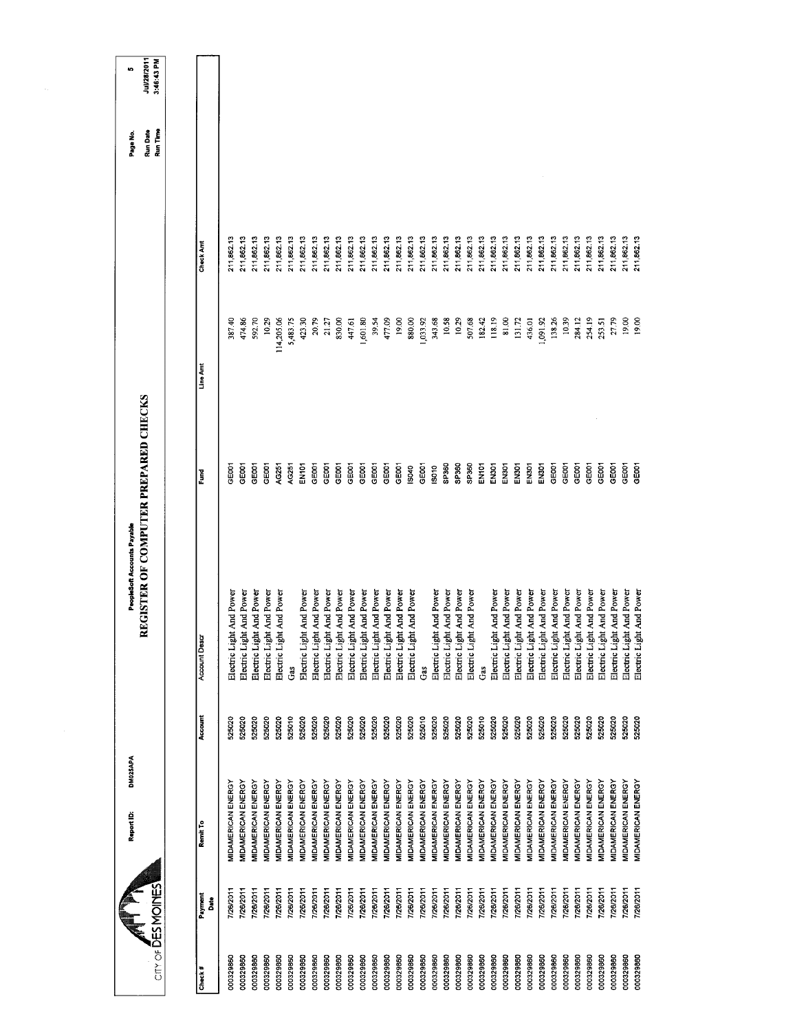# REGISTER OF COMPUTER PREPARED CHECKS

PeopleSoft Accounts Payable

CITY OF DES MOINES

Report ID: DM025APA

Run Date Jul/28/2011
Run Time 3:46:43 PM

| Check # | Payment Date | Remit To | Account | Account Descr | Fund | Line Amt | Check Amt |
|---|---|---|---|---|---|---|---|
| 000329860 | 7/26/2011 | MIDAMERICAN ENERGY | 525020 | Electric Light And Power | GE001 | 387.40 | 211,862.13 |
| 000329860 | 7/26/2011 | MIDAMERICAN ENERGY | 525020 | Electric Light And Power | GE001 | 474.86 | 211,862.13 |
| 000329860 | 7/26/2011 | MIDAMERICAN ENERGY | 525020 | Electric Light And Power | GE001 | 592.70 | 211,862.13 |
| 000329860 | 7/26/2011 | MIDAMERICAN ENERGY | 525020 | Electric Light And Power | GE001 | 10.29 | 211,862.13 |
| 000329860 | 7/26/2011 | MIDAMERICAN ENERGY | 525020 | Electric Light And Power | AG251 | 114,205.06 | 211,862.13 |
| 000329860 | 7/26/2011 | MIDAMERICAN ENERGY | 525010 | Gas | AG251 | 5,483.75 | 211,862.13 |
| 000329860 | 7/26/2011 | MIDAMERICAN ENERGY | 525020 | Electric Light And Power | EN101 | 423.30 | 211,862.13 |
| 000329860 | 7/26/2011 | MIDAMERICAN ENERGY | 525020 | Electric Light And Power | GE001 | 20.79 | 211,862.13 |
| 000329860 | 7/26/2011 | MIDAMERICAN ENERGY | 525020 | Electric Light And Power | GE001 | 21.27 | 211,862.13 |
| 000329860 | 7/26/2011 | MIDAMERICAN ENERGY | 525020 | Electric Light And Power | GE001 | 830.00 | 211,862.13 |
| 000329860 | 7/26/2011 | MIDAMERICAN ENERGY | 525020 | Electric Light And Power | GE001 | 447.61 | 211,862.13 |
| 000329860 | 7/26/2011 | MIDAMERICAN ENERGY | 525020 | Electric Light And Power | GE001 | 1,601.80 | 211,862.13 |
| 000329860 | 7/26/2011 | MIDAMERICAN ENERGY | 525020 | Electric Light And Power | GE001 | 39.54 | 211,862.13 |
| 000329860 | 7/26/2011 | MIDAMERICAN ENERGY | 525020 | Electric Light And Power | GE001 | 477.09 | 211,862.13 |
| 000329860 | 7/26/2011 | MIDAMERICAN ENERGY | 525020 | Electric Light And Power | GE001 | 19.00 | 211,862.13 |
| 000329860 | 7/26/2011 | MIDAMERICAN ENERGY | 525020 | Electric Light And Power | IS040 | 880.00 | 211,862.13 |
| 000329860 | 7/26/2011 | MIDAMERICAN ENERGY | 525010 | Gas | GE001 | 1,033.92 | 211,862.13 |
| 000329860 | 7/26/2011 | MIDAMERICAN ENERGY | 525020 | Electric Light And Power | IS010 | 343.68 | 211,862.13 |
| 000329860 | 7/26/2011 | MIDAMERICAN ENERGY | 525020 | Electric Light And Power | SP360 | 10.58 | 211,862.13 |
| 000329860 | 7/26/2011 | MIDAMERICAN ENERGY | 525020 | Electric Light And Power | SP360 | 10.29 | 211,862.13 |
| 000329860 | 7/26/2011 | MIDAMERICAN ENERGY | 525020 | Electric Light And Power | SP360 | 507.68 | 211,862.13 |
| 000329860 | 7/26/2011 | MIDAMERICAN ENERGY | 525010 | Gas | EN101 | 182.42 | 211,862.13 |
| 000329860 | 7/26/2011 | MIDAMERICAN ENERGY | 525020 | Electric Light And Power | EN301 | 118.19 | 211,862.13 |
| 000329860 | 7/26/2011 | MIDAMERICAN ENERGY | 525020 | Electric Light And Power | EN301 | 81.00 | 211,862.13 |
| 000329860 | 7/26/2011 | MIDAMERICAN ENERGY | 525020 | Electric Light And Power | EN301 | 131.72 | 211,862.13 |
| 000329860 | 7/26/2011 | MIDAMERICAN ENERGY | 525020 | Electric Light And Power | EN301 | 436.01 | 211,862.13 |
| 000329860 | 7/26/2011 | MIDAMERICAN ENERGY | 525020 | Electric Light And Power | EN301 | 1,091.92 | 211,862.13 |
| 000329860 | 7/26/2011 | MIDAMERICAN ENERGY | 525020 | Electric Light And Power | EN301 | 138.26 | 211,862.13 |
| 000329860 | 7/26/2011 | MIDAMERICAN ENERGY | 525020 | Electric Light And Power | GE001 | 10.39 | 211,862.13 |
| 000329860 | 7/26/2011 | MIDAMERICAN ENERGY | 525020 | Electric Light And Power | GE001 | 284.12 | 211,862.13 |
| 000329860 | 7/26/2011 | MIDAMERICAN ENERGY | 525020 | Electric Light And Power | GE001 | 254.19 | 211,862.13 |
| 000329860 | 7/26/2011 | MIDAMERICAN ENERGY | 525020 | Electric Light And Power | GE001 | 253.51 | 211,862.13 |
| 000329860 | 7/26/2011 | MIDAMERICAN ENERGY | 525020 | Electric Light And Power | GE001 | 27.79 | 211,862.13 |
| 000329860 | 7/26/2011 | MIDAMERICAN ENERGY | 525020 | Electric Light And Power | GE001 | 19.00 | 211,862.13 |
| 000329860 | 7/26/2011 | MIDAMERICAN ENERGY | 525020 | Electric Light And Power | GE001 | 19.00 | 211,862.13 |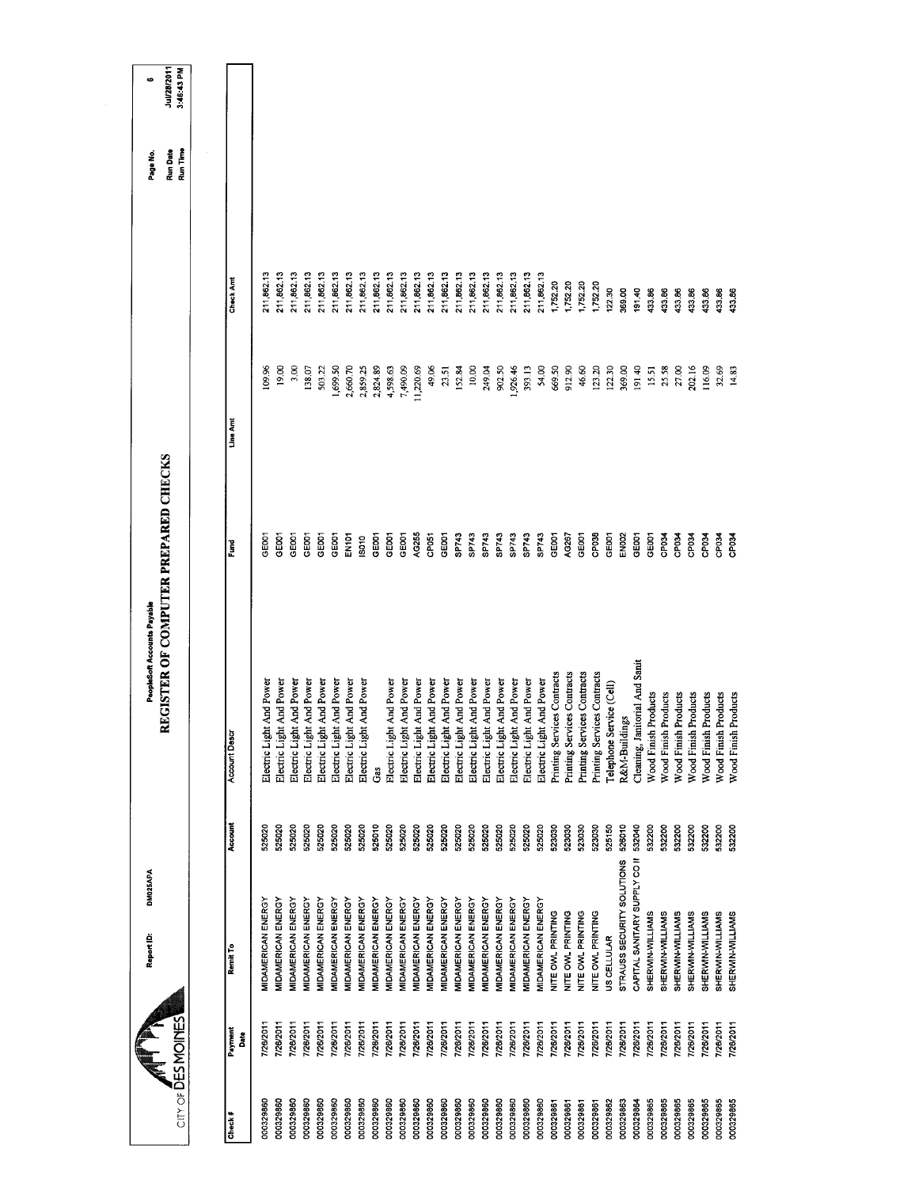CITY OF DES MOINES

Report ID: DM025APA

PeopleSoft Accounts Payable

# REGISTER OF COMPUTER PREPARED CHECKS

Run Date Jul/28/2011
Run Time 3:46:43 PM

| Check # | Payment Date | Remit To | Account | Account Descr | Fund | Line Amt | Check Amt |
|---|---|---|---|---|---|---|---|
| 000329860 | 7/26/2011 | MIDAMERICAN ENERGY | 525020 | Electric Light And Power | GE001 | 109.96 | 211,862.13 |
| 000329860 | 7/26/2011 | MIDAMERICAN ENERGY | 525020 | Electric Light And Power | GE001 | 19.00 | 211,862.13 |
| 000329860 | 7/26/2011 | MIDAMERICAN ENERGY | 525020 | Electric Light And Power | GE001 | 3.00 | 211,862.13 |
| 000329860 | 7/26/2011 | MIDAMERICAN ENERGY | 525020 | Electric Light And Power | GE001 | 138.07 | 211,862.13 |
| 000329860 | 7/26/2011 | MIDAMERICAN ENERGY | 525020 | Electric Light And Power | GE001 | 503.22 | 211,862.13 |
| 000329860 | 7/26/2011 | MIDAMERICAN ENERGY | 525020 | Electric Light And Power | GE001 | 1,699.50 | 211,862.13 |
| 000329860 | 7/26/2011 | MIDAMERICAN ENERGY | 525020 | Electric Light And Power | EN101 | 2,660.70 | 211,862.13 |
| 000329860 | 7/26/2011 | MIDAMERICAN ENERGY | 525020 | Electric Light And Power | IS010 | 2,859.25 | 211,862.13 |
| 000329860 | 7/26/2011 | MIDAMERICAN ENERGY | 525010 | Gas | GE001 | 2,824.89 | 211,862.13 |
| 000329860 | 7/26/2011 | MIDAMERICAN ENERGY | 525020 | Electric Light And Power | GE001 | 4,598.63 | 211,862.13 |
| 000329860 | 7/26/2011 | MIDAMERICAN ENERGY | 525020 | Electric Light And Power | GE001 | 7,490.09 | 211,862.13 |
| 000329860 | 7/26/2011 | MIDAMERICAN ENERGY | 525020 | Electric Light And Power | AG255 | 11,220.69 | 211,862.13 |
| 000329860 | 7/26/2011 | MIDAMERICAN ENERGY | 525020 | Electric Light And Power | CP051 | 49.06 | 211,862.13 |
| 000329860 | 7/26/2011 | MIDAMERICAN ENERGY | 525020 | Electric Light And Power | GE001 | 23.51 | 211,862.13 |
| 000329860 | 7/26/2011 | MIDAMERICAN ENERGY | 525020 | Electric Light And Power | SP743 | 152.84 | 211,862.13 |
| 000329860 | 7/26/2011 | MIDAMERICAN ENERGY | 525020 | Electric Light And Power | SP743 | 10.00 | 211,862.13 |
| 000329860 | 7/26/2011 | MIDAMERICAN ENERGY | 525020 | Electric Light And Power | SP743 | 249.04 | 211,862.13 |
| 000329860 | 7/26/2011 | MIDAMERICAN ENERGY | 525020 | Electric Light And Power | SP743 | 902.50 | 211,862.13 |
| 000329860 | 7/26/2011 | MIDAMERICAN ENERGY | 525020 | Electric Light And Power | SP743 | 1,926.46 | 211,862.13 |
| 000329860 | 7/26/2011 | MIDAMERICAN ENERGY | 525020 | Electric Light And Power | SP743 | 393.13 | 211,862.13 |
| 000329860 | 7/26/2011 | MIDAMERICAN ENERGY | 525020 | Electric Light And Power | SP743 | 54.00 | 211,862.13 |
| 000329861 | 7/26/2011 | NITE OWL PRINTING | 523030 | Printing Services Contracts | GE001 | 669.50 | 1,752.20 |
| 000329861 | 7/26/2011 | NITE OWL PRINTING | 523030 | Printing Services Contracts | AG267 | 912.90 | 1,752.20 |
| 000329861 | 7/26/2011 | NITE OWL PRINTING | 523030 | Printing Services Contracts | GE001 | 46.60 | 1,752.20 |
| 000329861 | 7/26/2011 | NITE OWL PRINTING | 523030 | Printing Services Contracts | CP038 | 123.20 | 1,752.20 |
| 000329862 | 7/26/2011 | US CELLULAR | 525150 | Telephone Service (Cell) | GE001 | 122.30 | 122.30 |
| 000329863 | 7/26/2011 | STRAUSS SECURITY SOLUTIONS | 526010 | R&M-Buildings | EN002 | 369.00 | 369.00 |
| 000329864 | 7/26/2011 | CAPITAL SANITARY SUPPLY CO IN | 532040 | Cleaning, Janitorial And Sanit | GE001 | 191.40 | 191.40 |
| 000329865 | 7/26/2011 | SHERWIN-WILLIAMS | 532200 | Wood Finish Products | GE001 | 15.51 | 433.86 |
| 000329865 | 7/26/2011 | SHERWIN-WILLIAMS | 532200 | Wood Finish Products | CP034 | 25.58 | 433.86 |
| 000329865 | 7/26/2011 | SHERWIN-WILLIAMS | 532200 | Wood Finish Products | CP034 | 27.00 | 433.86 |
| 000329865 | 7/26/2011 | SHERWIN-WILLIAMS | 532200 | Wood Finish Products | CP034 | 202.16 | 433.86 |
| 000329865 | 7/26/2011 | SHERWIN-WILLIAMS | 532200 | Wood Finish Products | CP034 | 116.09 | 433.86 |
| 000329865 | 7/26/2011 | SHERWIN-WILLIAMS | 532200 | Wood Finish Products | CP034 | 32.69 | 433.86 |
| 000329865 | 7/26/2011 | SHERWIN-WILLIAMS | 532200 | Wood Finish Products | CP034 | 14.83 | 433.86 |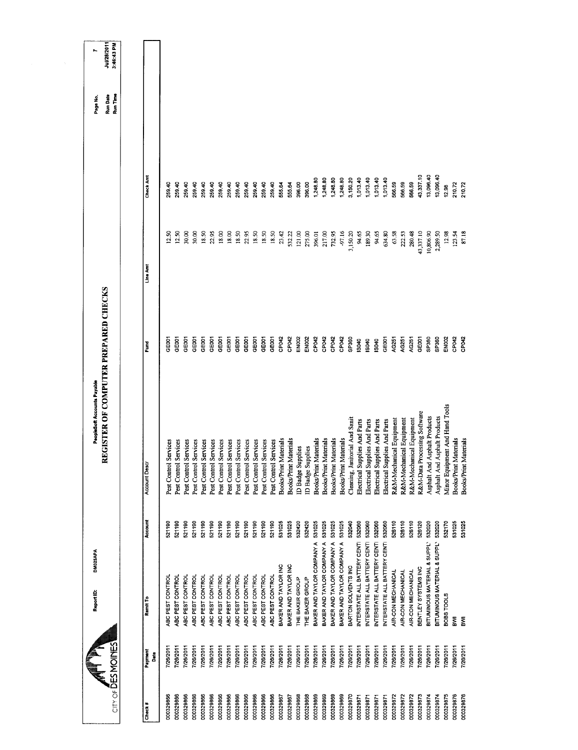# REGISTER OF COMPUTER PREPARED CHECKS

PeopleSoft Accounts Payable

CITY OF DES MOINES

Report ID: DM025APA

Page No. 7
Run Date Jul/28/2011
Run Time 3:46:43 PM

| Check # | Payment Date | Remit To | Account | Account Descr | Fund | Line Amt | Check Amt |
|---|---|---|---|---|---|---|---|
| 000329866 | 7/26/2011 | ABC PEST CONTROL | 521190 | Pest Control Services | GE001 | 12.50 | 259.40 |
| 000329866 | 7/26/2011 | ABC PEST CONTROL | 521190 | Pest Control Services | GE001 | 12.50 | 259.40 |
| 000329866 | 7/26/2011 | ABC PEST CONTROL | 521190 | Pest Control Services | GE001 | 30.00 | 259.40 |
| 000329866 | 7/26/2011 | ABC PEST CONTROL | 521190 | Pest Control Services | GE001 | 30.00 | 259.40 |
| 000329866 | 7/26/2011 | ABC PEST CONTROL | 521190 | Pest Control Services | GE001 | 18.50 | 259.40 |
| 000329866 | 7/26/2011 | ABC PEST CONTROL | 521190 | Pest Control Services | GE001 | 22.95 | 259.40 |
| 000329866 | 7/26/2011 | ABC PEST CONTROL | 521190 | Pest Control Services | GE001 | 18.00 | 259.40 |
| 000329866 | 7/26/2011 | ABC PEST CONTROL | 521190 | Pest Control Services | GE001 | 18.00 | 259.40 |
| 000329866 | 7/26/2011 | ABC PEST CONTROL | 521190 | Pest Control Services | GE001 | 18.50 | 259.40 |
| 000329866 | 7/26/2011 | ABC PEST CONTROL | 521190 | Pest Control Services | GE001 | 22.95 | 259.40 |
| 000329866 | 7/26/2011 | ABC PEST CONTROL | 521190 | Pest Control Services | GE001 | 18.50 | 259.40 |
| 000329866 | 7/26/2011 | ABC PEST CONTROL | 521190 | Pest Control Services | GE001 | 18.50 | 259.40 |
| 000329866 | 7/26/2011 | ABC PEST CONTROL | 521190 | Pest Control Services | GE001 | 18.50 | 259.40 |
| 000329867 | 7/26/2011 | BAKER AND TAYLOR INC | 531025 | Books/Print Materials | CP042 | 23.42 | 555.64 |
| 000329867 | 7/26/2011 | BAKER AND TAYLOR INC | 531025 | Books/Print Materials | CP042 | 532.22 | 555.64 |
| 000329868 | 7/26/2011 | THE BAKER GROUP | 532420 | ID Badge Supplies | EN002 | 121.00 | 396.00 |
| 000329868 | 7/26/2011 | THE BAKER GROUP | 532420 | ID Badge Supplies | EN002 | 275.00 | 396.00 |
| 000329869 | 7/26/2011 | BAKER AND TAYLOR COMPANY A | 531025 | Books/Print Materials | CP042 | 396.01 | 1,248.80 |
| 000329869 | 7/26/2011 | BAKER AND TAYLOR COMPANY A | 531025 | Books/Print Materials | CP042 | 217.00 | 1,248.80 |
| 000329869 | 7/26/2011 | BAKER AND TAYLOR COMPANY A | 531025 | Books/Print Materials | CP042 | 732.95 | 1,248.80 |
| 000329869 | 7/26/2011 | BAKER AND TAYLOR COMPANY A | 531025 | Books/Print Materials | CP042 | -97.16 | 1,248.80 |
| 000329870 | 7/26/2011 | BARTON SOLVENTS INC | 532040 | Cleaning, Janitorial And Sanit | SP360 | 3,150.20 | 3,150.20 |
| 000329871 | 7/26/2011 | INTERSTATE ALL BATTERY CENTI | 532060 | Electrical Supplies And Parts | IS040 | 94.65 | 1,013.40 |
| 000329871 | 7/26/2011 | INTERSTATE ALL BATTERY CENTI | 532060 | Electrical Supplies And Parts | IS040 | 189.30 | 1,013.40 |
| 000329871 | 7/26/2011 | INTERSTATE ALL BATTERY CENTI | 532060 | Electrical Supplies And Parts | IS040 | 94.65 | 1,013.40 |
| 000329871 | 7/26/2011 | INTERSTATE ALL BATTERY CENTI | 532060 | Electrical Supplies And Parts | GE001 | 634.80 | 1,013.40 |
| 000329872 | 7/26/2011 | AIR-CON MECHANICAL | 526110 | R&M-Mechanical Equipment | AG251 | 63.58 | 566.59 |
| 000329872 | 7/26/2011 | AIR-CON MECHANICAL | 526110 | R&M-Mechanical Equipment | AG251 | 222.53 | 566.59 |
| 000329872 | 7/26/2011 | AIR-CON MECHANICAL | 526110 | R&M-Mechanical Equipment | AG251 | 280.48 | 566.59 |
| 000329873 | 7/26/2011 | BENTLEY SYSTEMS INC | 526120 | R&M-Data Processing Software | GE001 | 43,337.10 | 43,337.10 |
| 000329874 | 7/26/2011 | BITUMINOUS MATERIAL & SUPPL' | 532020 | Asphalt And Asphalt Products | SP360 | 10,806.90 | 13,096.40 |
| 000329874 | 7/26/2011 | BITUMINOUS MATERIAL & SUPPL' | 532020 | Asphalt And Asphalt Products | SP360 | 2,289.50 | 13,096.40 |
| 000329875 | 7/26/2011 | BOBS TOOLS | 532170 | Minor Equipment And Hand Tools | EN002 | 12.98 | 12.98 |
| 000329876 | 7/26/2011 | BWI | 531025 | Books/Print Materials | CP042 | 123.54 | 210.72 |
| 000329876 | 7/26/2011 | BWI | 531025 | Books/Print Materials | CP042 | 87.18 | 210.72 |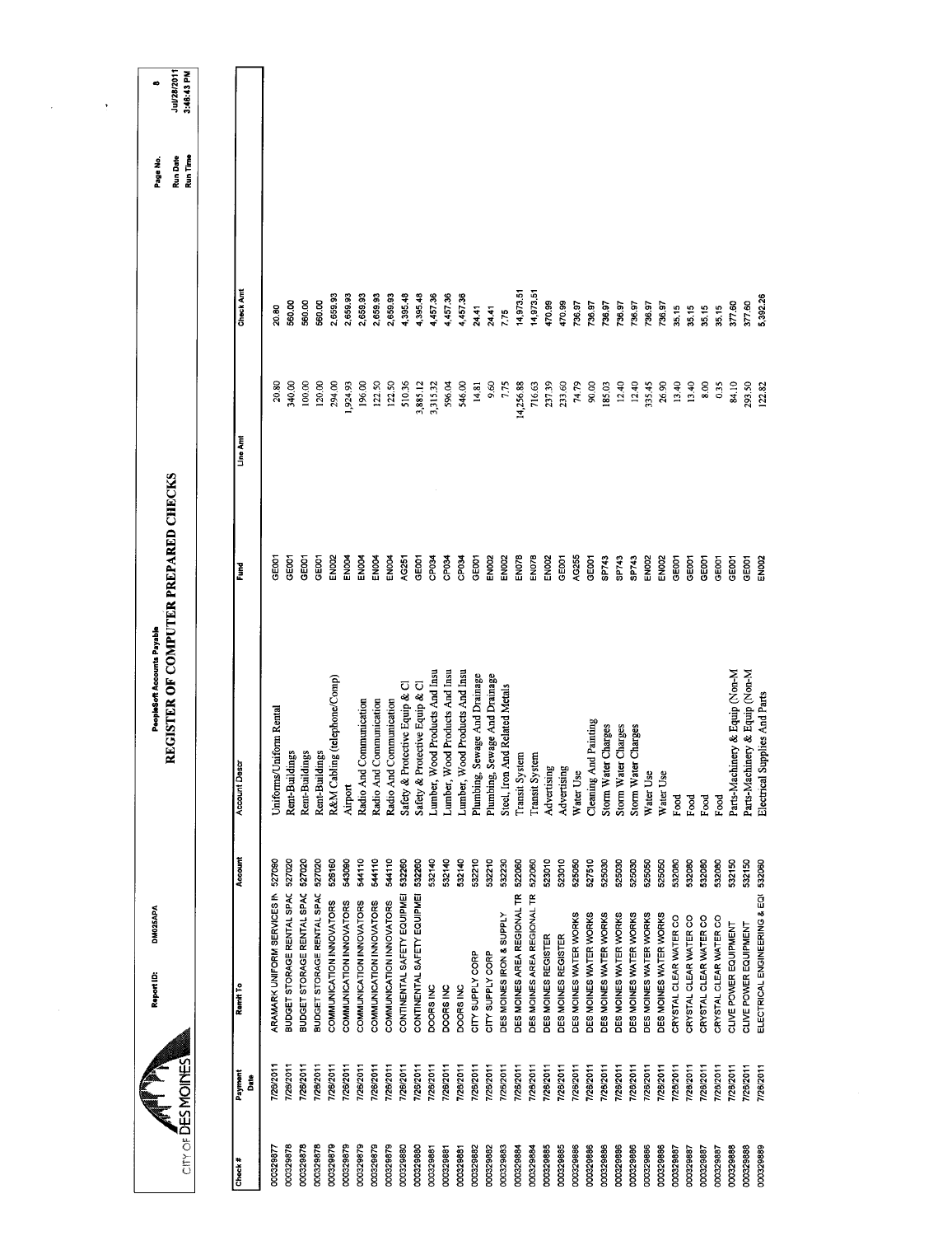CITY OF DES MOINES

Report ID: DM025APA

PeopleSoft Accounts Payable

# REGISTER OF COMPUTER PREPARED CHECKS

Page No. 8
Run Date Jul/28/2011
Run Time 3:46:43 PM

| Check # | Payment Date | Remit To | Account | Account Descr | Fund | Line Amt | Check Amt |
|---|---|---|---|---|---|---|---|
| 000329877 | 7/26/2011 | ARAMARK UNIFORM SERVICES IN | 527080 | Uniforms/Uniform Rental | GE001 | 20.80 | 20.80 |
| 000329878 | 7/26/2011 | BUDGET STORAGE RENTAL SPAC | 527020 | Rent-Buildings | GE001 | 340.00 | 560.00 |
| 000329878 | 7/26/2011 | BUDGET STORAGE RENTAL SPAC | 527020 | Rent-Buildings | GE001 | 100.00 | 560.00 |
| 000329878 | 7/26/2011 | BUDGET STORAGE RENTAL SPAC | 527020 | Rent-Buildings | GE001 | 120.00 | 560.00 |
| 000329879 | 7/26/2011 | COMMUNICATION INNOVATORS | 526160 | R&M Cabling (telephone/Comp) | EN002 | 294.00 | 2,659.93 |
| 000329879 | 7/26/2011 | COMMUNICATION INNOVATORS | 543090 | Airport | EN004 | 1,924.93 | 2,659.93 |
| 000329879 | 7/26/2011 | COMMUNICATION INNOVATORS | 544110 | Radio And Communication | EN004 | 196.00 | 2,659.93 |
| 000329879 | 7/26/2011 | COMMUNICATION INNOVATORS | 544110 | Radio And Communication | EN004 | 122.50 | 2,659.93 |
| 000329879 | 7/26/2011 | COMMUNICATION INNOVATORS | 544110 | Radio And Communication | EN004 | 122.50 | 2,659.93 |
| 000329880 | 7/26/2011 | CONTINENTAL SAFETY EQUIPMEI | 532260 | Safety & Protective Equip & Cl | AG251 | 510.36 | 4,395.48 |
| 000329880 | 7/26/2011 | CONTINENTAL SAFETY EQUIPMEI | 532260 | Safety & Protective Equip & Cl | GE001 | 3,885.12 | 4,395.48 |
| 000329881 | 7/26/2011 | DOORS INC | 532140 | Lumber, Wood Products And Insu | CP034 | 3,315.32 | 4,457.36 |
| 000329881 | 7/26/2011 | DOORS INC | 532140 | Lumber, Wood Products And Insu | CP034 | 596.04 | 4,457.36 |
| 000329881 | 7/26/2011 | DOORS INC | 532140 | Lumber, Wood Products And Insu | CP034 | 546.00 | 4,457.36 |
| 000329882 | 7/26/2011 | CITY SUPPLY CORP | 532210 | Plumbing, Sewage And Drainage | GE001 | 14.81 | 24.41 |
| 000329882 | 7/26/2011 | CITY SUPPLY CORP | 532210 | Plumbing, Sewage And Drainage | EN002 | 9.60 | 24.41 |
| 000329883 | 7/26/2011 | DES MOINES IRON & SUPPLY | 532230 | Steel, Iron And Related Metals | EN002 | 7.75 | 7.75 |
| 000329884 | 7/26/2011 | DES MOINES AREA REGIONAL TR | 522060 | Transit System | EN078 | 14,256.88 | 14,973.51 |
| 000329884 | 7/26/2011 | DES MOINES AREA REGIONAL TR | 522060 | Transit System | EN078 | 716.63 | 14,973.51 |
| 000329885 | 7/26/2011 | DES MOINES REGISTER | 523010 | Advertising | EN002 | 237.39 | 470.99 |
| 000329885 | 7/26/2011 | DES MOINES REGISTER | 523010 | Advertising | GE001 | 233.60 | 470.99 |
| 000329886 | 7/26/2011 | DES MOINES WATER WORKS | 525050 | Water Use | AG255 | 74.79 | 736.97 |
| 000329886 | 7/26/2011 | DES MOINES WATER WORKS | 527510 | Cleaning And Painting | GE001 | 90.00 | 736.97 |
| 000329886 | 7/26/2011 | DES MOINES WATER WORKS | 525030 | Storm Water Charges | SP743 | 185.03 | 736.97 |
| 000329886 | 7/26/2011 | DES MOINES WATER WORKS | 525030 | Storm Water Charges | SP743 | 12.40 | 736.97 |
| 000329886 | 7/26/2011 | DES MOINES WATER WORKS | 525030 | Storm Water Charges | SP743 | 12.40 | 736.97 |
| 000329886 | 7/26/2011 | DES MOINES WATER WORKS | 525050 | Water Use | EN002 | 335.45 | 736.97 |
| 000329886 | 7/26/2011 | DES MOINES WATER WORKS | 525050 | Water Use | EN002 | 26.90 | 736.97 |
| 000329887 | 7/26/2011 | CRYSTAL CLEAR WATER CO | 532080 | Food | GE001 | 13.40 | 35.15 |
| 000329887 | 7/26/2011 | CRYSTAL CLEAR WATER CO | 532080 | Food | GE001 | 13.40 | 35.15 |
| 000329887 | 7/26/2011 | CRYSTAL CLEAR WATER CO | 532080 | Food | GE001 | 8.00 | 35.15 |
| 000329887 | 7/26/2011 | CRYSTAL CLEAR WATER CO | 532080 | Food | GE001 | 0.35 | 35.15 |
| 000329888 | 7/26/2011 | CLIVE POWER EQUIPMENT | 532150 | Parts-Machinery & Equip (Non-M | GE001 | 84.10 | 377.60 |
| 000329888 | 7/26/2011 | CLIVE POWER EQUIPMENT | 532150 | Parts-Machinery & Equip (Non-M | GE001 | 293.50 | 377.60 |
| 000329889 | 7/26/2011 | ELECTRICAL ENGINEERING & EQI | 532060 | Electrical Supplies And Parts | EN002 | 122.82 | 5,392.26 |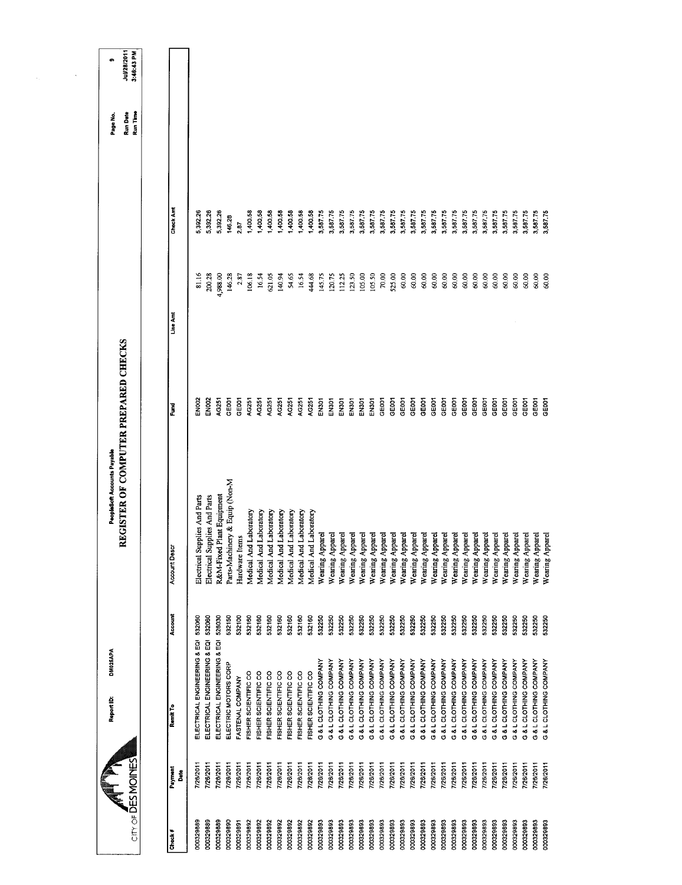CITY OF DES MOINES

Report ID: DM025APA

PeopleSoft Accounts Payable

# REGISTER OF COMPUTER PREPARED CHECKS

Page No. 9
Run Date Jul/28/2011
Run Time 3:46:43 PM

| Check # | Payment Date | Remit To | Account | Account Descr | Fund | Line Amt | Check Amt |
|---|---|---|---|---|---|---|---|
| 000329889 | 7/26/2011 | ELECTRICAL ENGINEERING & EQI | 532060 | Electrical Supplies And Parts | EN002 | 81.16 | 5,392.26 |
| 000329889 | 7/26/2011 | ELECTRICAL ENGINEERING & EQI | 532060 | Electrical Supplies And Parts | EN002 | 200.28 | 5,392.26 |
| 000329889 | 7/26/2011 | ELECTRICAL ENGINEERING & EQI | 526030 | R&M-Fixed Plant Equipment | AG251 | 4,988.00 | 5,392.26 |
| 000329890 | 7/26/2011 | ELECTRIC MOTORS CORP | 532150 | Parts-Machinery & Equip (Non-M | GE001 | 146.28 | 146.28 |
| 000329891 | 7/26/2011 | FASTENAL COMPANY | 532100 | Hardware Items | GE001 | 2.87 | 2.87 |
| 000329892 | 7/26/2011 | FISHER SCIENTIFIC CO | 532160 | Medical And Laboratory | AG251 | 106.18 | 1,400.58 |
| 000329892 | 7/26/2011 | FISHER SCIENTIFIC CO | 532160 | Medical And Laboratory | AG251 | 16.54 | 1,400.58 |
| 000329892 | 7/26/2011 | FISHER SCIENTIFIC CO | 532160 | Medical And Laboratory | AG251 | 621.05 | 1,400.58 |
| 000329892 | 7/26/2011 | FISHER SCIENTIFIC CO | 532160 | Medical And Laboratory | AG251 | 140.94 | 1,400.58 |
| 000329892 | 7/26/2011 | FISHER SCIENTIFIC CO | 532160 | Medical And Laboratory | AG251 | 54.65 | 1,400.58 |
| 000329892 | 7/26/2011 | FISHER SCIENTIFIC CO | 532160 | Medical And Laboratory | AG251 | 16.54 | 1,400.58 |
| 000329892 | 7/26/2011 | FISHER SCIENTIFIC CO | 532160 | Medical And Laboratory | AG251 | 444.68 | 1,400.58 |
| 000329893 | 7/26/2011 | G & L CLOTHING COMPANY | 532250 | Wearing Apparel | EN301 | 145.75 | 3,587.75 |
| 000329893 | 7/26/2011 | G & L CLOTHING COMPANY | 532250 | Wearing Apparel | EN301 | 120.75 | 3,587.75 |
| 000329893 | 7/26/2011 | G & L CLOTHING COMPANY | 532250 | Wearing Apparel | EN301 | 112.25 | 3,587.75 |
| 000329893 | 7/26/2011 | G & L CLOTHING COMPANY | 532250 | Wearing Apparel | EN301 | 123.50 | 3,587.75 |
| 000329893 | 7/26/2011 | G & L CLOTHING COMPANY | 532250 | Wearing Apparel | EN301 | 105.00 | 3,587.75 |
| 000329893 | 7/26/2011 | G & L CLOTHING COMPANY | 532250 | Wearing Apparel | EN301 | 105.50 | 3,587.75 |
| 000329893 | 7/26/2011 | G & L CLOTHING COMPANY | 532250 | Wearing Apparel | GE001 | 70.00 | 3,587.75 |
| 000329893 | 7/26/2011 | G & L CLOTHING COMPANY | 532250 | Wearing Apparel | GE001 | 525.00 | 3,587.75 |
| 000329893 | 7/26/2011 | G & L CLOTHING COMPANY | 532250 | Wearing Apparel | GE001 | 60.00 | 3,587.75 |
| 000329893 | 7/26/2011 | G & L CLOTHING COMPANY | 532250 | Wearing Apparel | GE001 | 60.00 | 3,587.75 |
| 000329893 | 7/26/2011 | G & L CLOTHING COMPANY | 532250 | Wearing Apparel | GE001 | 60.00 | 3,587.75 |
| 000329893 | 7/26/2011 | G & L CLOTHING COMPANY | 532250 | Wearing Apparel | GE001 | 60.00 | 3,587.75 |
| 000329893 | 7/26/2011 | G & L CLOTHING COMPANY | 532250 | Wearing Apparel | GE001 | 60.00 | 3,587.75 |
| 000329893 | 7/26/2011 | G & L CLOTHING COMPANY | 532250 | Wearing Apparel | GE001 | 60.00 | 3,587.75 |
| 000329893 | 7/26/2011 | G & L CLOTHING COMPANY | 532250 | Wearing Apparel | GE001 | 60.00 | 3,587.75 |
| 000329893 | 7/26/2011 | G & L CLOTHING COMPANY | 532250 | Wearing Apparel | GE001 | 60.00 | 3,587.75 |
| 000329893 | 7/26/2011 | G & L CLOTHING COMPANY | 532250 | Wearing Apparel | GE001 | 60.00 | 3,587.75 |
| 000329893 | 7/26/2011 | G & L CLOTHING COMPANY | 532250 | Wearing Apparel | GE001 | 60.00 | 3,587.75 |
| 000329893 | 7/26/2011 | G & L CLOTHING COMPANY | 532250 | Wearing Apparel | GE001 | 60.00 | 3,587.75 |
| 000329893 | 7/26/2011 | G & L CLOTHING COMPANY | 532250 | Wearing Apparel | GE001 | 60.00 | 3,587.75 |
| 000329893 | 7/26/2011 | G & L CLOTHING COMPANY | 532250 | Wearing Apparel | GE001 | 60.00 | 3,587.75 |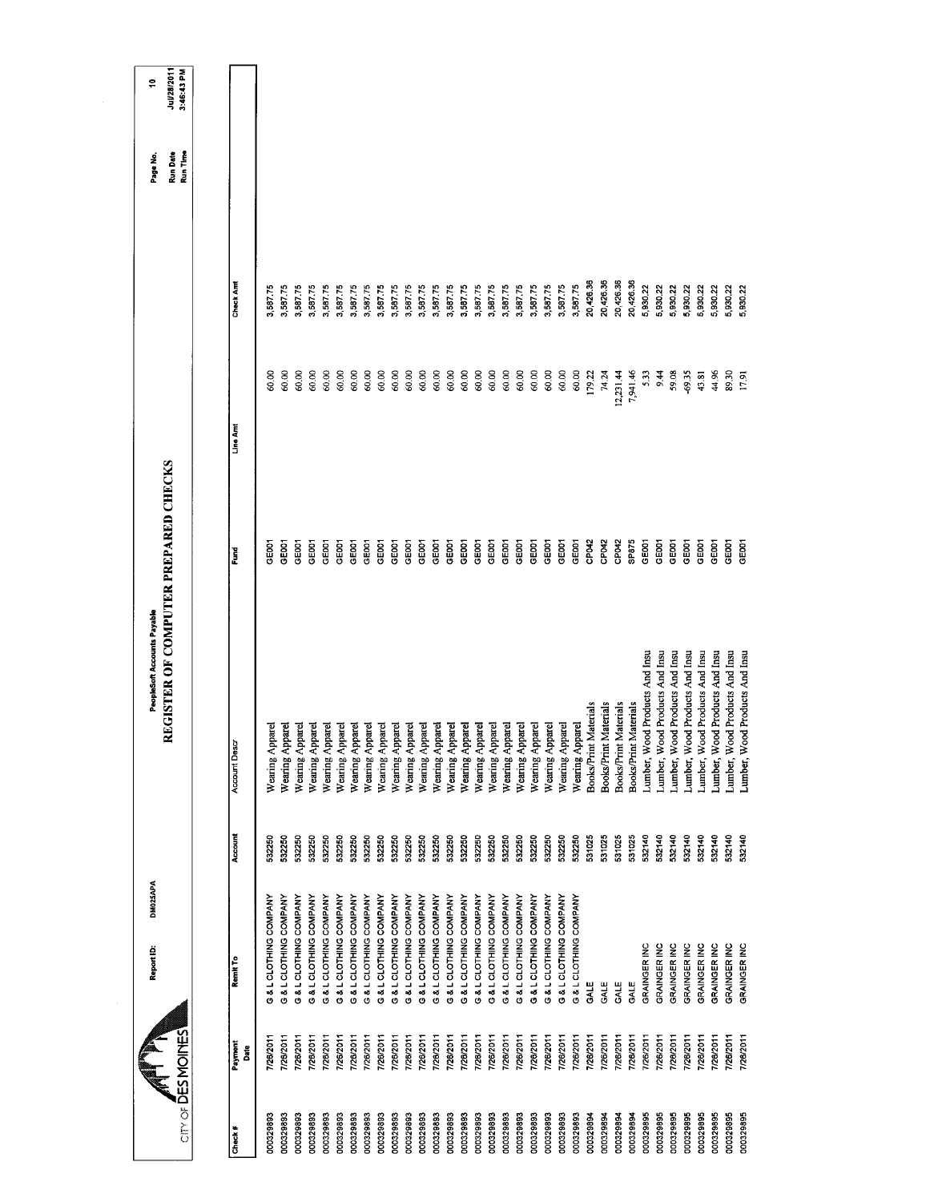CITY OF DES MOINES

Report ID: DM025APA

PeopleSoft Accounts Payable

# REGISTER OF COMPUTER PREPARED CHECKS

Run Date Jul/28/2011
Run Time 3:46:43 PM

| Check # | Payment Date | Remit To | Account | Account Descr | Fund | Line Amt | Check Amt |
|---|---|---|---|---|---|---|---|
| 000329893 | 7/26/2011 | G & L CLOTHING COMPANY | 532250 | Wearing Apparel | GE001 | 60.00 | 3,587.75 |
| 000329893 | 7/26/2011 | G & L CLOTHING COMPANY | 532250 | Wearing Apparel | GE001 | 60.00 | 3,587.75 |
| 000329893 | 7/26/2011 | G & L CLOTHING COMPANY | 532250 | Wearing Apparel | GE001 | 60.00 | 3,587.75 |
| 000329893 | 7/26/2011 | G & L CLOTHING COMPANY | 532250 | Wearing Apparel | GE001 | 60.00 | 3,587.75 |
| 000329893 | 7/26/2011 | G & L CLOTHING COMPANY | 532250 | Wearing Apparel | GE001 | 60.00 | 3,587.75 |
| 000329893 | 7/26/2011 | G & L CLOTHING COMPANY | 532250 | Wearing Apparel | GE001 | 60.00 | 3,587.75 |
| 000329893 | 7/26/2011 | G & L CLOTHING COMPANY | 532250 | Wearing Apparel | GE001 | 60.00 | 3,587.75 |
| 000329893 | 7/26/2011 | G & L CLOTHING COMPANY | 532250 | Wearing Apparel | GE001 | 60.00 | 3,587.75 |
| 000329893 | 7/26/2011 | G & L CLOTHING COMPANY | 532250 | Wearing Apparel | GE001 | 60.00 | 3,587.75 |
| 000329893 | 7/26/2011 | G & L CLOTHING COMPANY | 532250 | Wearing Apparel | GE001 | 60.00 | 3,587.75 |
| 000329893 | 7/26/2011 | G & L CLOTHING COMPANY | 532250 | Wearing Apparel | GE001 | 60.00 | 3,587.75 |
| 000329893 | 7/26/2011 | G & L CLOTHING COMPANY | 532250 | Wearing Apparel | GE001 | 60.00 | 3,587.75 |
| 000329893 | 7/26/2011 | G & L CLOTHING COMPANY | 532250 | Wearing Apparel | GE001 | 60.00 | 3,587.75 |
| 000329893 | 7/26/2011 | G & L CLOTHING COMPANY | 532250 | Wearing Apparel | GE001 | 60.00 | 3,587.75 |
| 000329893 | 7/26/2011 | G & L CLOTHING COMPANY | 532250 | Wearing Apparel | GE001 | 60.00 | 3,587.75 |
| 000329893 | 7/26/2011 | G & L CLOTHING COMPANY | 532250 | Wearing Apparel | GE001 | 60.00 | 3,587.75 |
| 000329893 | 7/26/2011 | G & L CLOTHING COMPANY | 532250 | Wearing Apparel | GE001 | 60.00 | 3,587.75 |
| 000329893 | 7/26/2011 | G & L CLOTHING COMPANY | 532250 | Wearing Apparel | GE001 | 60.00 | 3,587.75 |
| 000329893 | 7/26/2011 | G & L CLOTHING COMPANY | 532250 | Wearing Apparel | GE001 | 60.00 | 3,587.75 |
| 000329894 | 7/26/2011 | GALE | 531025 | Books/Print Materials | CP042 | 179.22 | 20,426.36 |
| 000329894 | 7/26/2011 | GALE | 531025 | Books/Print Materials | CP042 | 74.24 | 20,426.36 |
| 000329894 | 7/26/2011 | GALE | 531025 | Books/Print Materials | CP042 | 12,231.44 | 20,426.36 |
| 000329894 | 7/26/2011 | GALE | 531025 | Books/Print Materials | SP875 | 7,941.46 | 20,426.36 |
| 000329895 | 7/26/2011 | GRAINGER INC | 532140 | Lumber, Wood Products And Insu | GE001 | 5.33 | 5,930.22 |
| 000329895 | 7/26/2011 | GRAINGER INC | 532140 | Lumber, Wood Products And Insu | GE001 | 9.44 | 5,930.22 |
| 000329895 | 7/26/2011 | GRAINGER INC | 532140 | Lumber, Wood Products And Insu | GE001 | 59.08 | 5,930.22 |
| 000329895 | 7/26/2011 | GRAINGER INC | 532140 | Lumber, Wood Products And Insu | GE001 | -69.35 | 5,930.22 |
| 000329895 | 7/26/2011 | GRAINGER INC | 532140 | Lumber, Wood Products And Insu | GE001 | 43.81 | 5,930.22 |
| 000329895 | 7/26/2011 | GRAINGER INC | 532140 | Lumber, Wood Products And Insu | GE001 | 44.96 | 5,930.22 |
| 000329895 | 7/26/2011 | GRAINGER INC | 532140 | Lumber, Wood Products And Insu | GE001 | 89.30 | 5,930.22 |
| 000329895 | 7/26/2011 | GRAINGER INC | 532140 | Lumber, Wood Products And Insu | GE001 | 17.91 | 5,930.22 |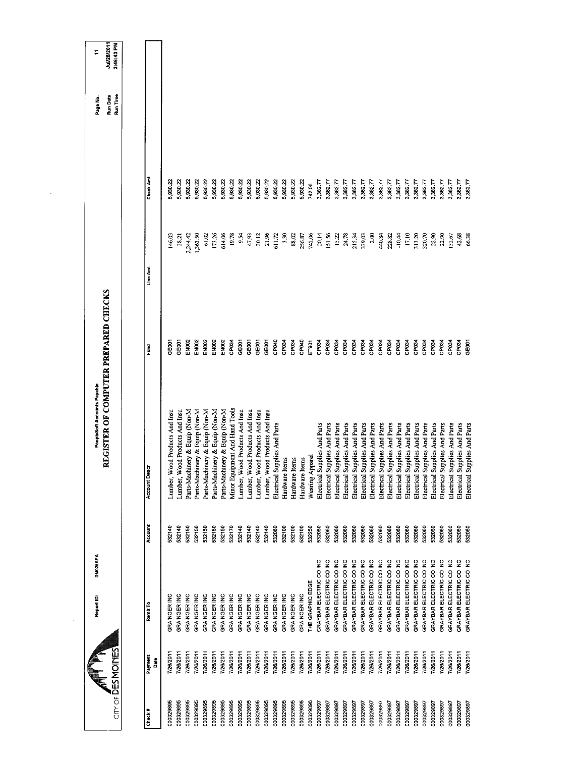CITY OF DES MOINES

Report ID: DM025APA

PeopleSoft Accounts Payable

# REGISTER OF COMPUTER PREPARED CHECKS

Page No. 11
Run Date Jul/28/2011
Run Time 3:46:43 PM

| Check # | Payment Date | Remit To | Account | Account Descr | Fund | Line Amt | Check Amt |
|---|---|---|---|---|---|---|---|
| 000329895 | 7/26/2011 | GRAINGER INC | 532140 | Lumber, Wood Products And Insu | GE001 | 146.03 | 5,930.22 |
| 000329895 | 7/26/2011 | GRAINGER INC | 532140 | Lumber, Wood Products And Insu | GE001 | 38.21 | 5,930.22 |
| 000329895 | 7/26/2011 | GRAINGER INC | 532150 | Parts-Machinery & Equip (Non-M | EN002 | 2,244.42 | 5,930.22 |
| 000329895 | 7/26/2011 | GRAINGER INC | 532150 | Parts-Machinery & Equip (Non-M | EN002 | 1,363.50 | 5,930.22 |
| 000329895 | 7/26/2011 | GRAINGER INC | 532150 | Parts-Machinery & Equip (Non-M | EN002 | 61.02 | 5,930.22 |
| 000329895 | 7/26/2011 | GRAINGER INC | 532150 | Parts-Machinery & Equip (Non-M | EN002 | 173.26 | 5,930.22 |
| 000329895 | 7/26/2011 | GRAINGER INC | 532150 | Parts-Machinery & Equip (Non-M | EN002 | 614.06 | 5,930.22 |
| 000329895 | 7/26/2011 | GRAINGER INC | 532170 | Minor Equipment And Hand Tools | CP034 | 19.78 | 5,930.22 |
| 000329895 | 7/26/2011 | GRAINGER INC | 532140 | Lumber, Wood Products And Insu | GE001 | 9.54 | 5,930.22 |
| 000329895 | 7/26/2011 | GRAINGER INC | 532140 | Lumber, Wood Products And Insu | GE001 | 47.93 | 5,930.22 |
| 000329895 | 7/26/2011 | GRAINGER INC | 532140 | Lumber, Wood Products And Insu | GE001 | 30.12 | 5,930.22 |
| 000329895 | 7/26/2011 | GRAINGER INC | 532140 | Lumber, Wood Products And Insu | GE001 | 21.96 | 5,930.22 |
| 000329895 | 7/26/2011 | GRAINGER INC | 532060 | Electrical Supplies And Parts | CP040 | 611.72 | 5,930.22 |
| 000329895 | 7/26/2011 | GRAINGER INC | 532100 | Hardware Items | CP034 | 3.30 | 5,930.22 |
| 000329895 | 7/26/2011 | GRAINGER INC | 532100 | Hardware Items | CP034 | 88.02 | 5,930.22 |
| 000329895 | 7/26/2011 | GRAINGER INC | 532100 | Hardware Items | CP040 | 256.87 | 5,930.22 |
| 000329896 | 7/26/2011 | THE GRAPHIC EDGE | 532250 | Wearing Apparel | ET901 | 742.06 | 742.06 |
| 000329897 | 7/26/2011 | GRAYBAR ELECTRIC CO INC | 532060 | Electrical Supplies And Parts | CP034 | 20.14 | 3,382.77 |
| 000329897 | 7/26/2011 | GRAYBAR ELECTRIC CO INC | 532060 | Electrical Supplies And Parts | CP034 | 151.56 | 3,382.77 |
| 000329897 | 7/26/2011 | GRAYBAR ELECTRIC CO INC | 532060 | Electrical Supplies And Parts | CP034 | 15.22 | 3,382.77 |
| 000329897 | 7/26/2011 | GRAYBAR ELECTRIC CO INC | 532060 | Electrical Supplies And Parts | CP034 | 24.78 | 3,382.77 |
| 000329897 | 7/26/2011 | GRAYBAR ELECTRIC CO INC | 532060 | Electrical Supplies And Parts | CP034 | 215.34 | 3,382.77 |
| 000329897 | 7/26/2011 | GRAYBAR ELECTRIC CO INC | 532060 | Electrical Supplies And Parts | CP034 | 339.03 | 3,382.77 |
| 000329897 | 7/26/2011 | GRAYBAR ELECTRIC CO INC | 532060 | Electrical Supplies And Parts | CP034 | 2.00 | 3,382.77 |
| 000329897 | 7/26/2011 | GRAYBAR ELECTRIC CO INC | 532060 | Electrical Supplies And Parts | CP034 | 440.84 | 3,382.77 |
| 000329897 | 7/26/2011 | GRAYBAR ELECTRIC CO INC | 532060 | Electrical Supplies And Parts | CP034 | 228.82 | 3,382.77 |
| 000329897 | 7/26/2011 | GRAYBAR ELECTRIC CO INC | 532060 | Electrical Supplies And Parts | CP034 | -10.44 | 3,382.77 |
| 000329897 | 7/26/2011 | GRAYBAR ELECTRIC CO INC | 532060 | Electrical Supplies And Parts | CP034 | 17.10 | 3,382.77 |
| 000329897 | 7/26/2011 | GRAYBAR ELECTRIC CO INC | 532060 | Electrical Supplies And Parts | CP034 | 313.20 | 3,382.77 |
| 000329897 | 7/26/2011 | GRAYBAR ELECTRIC CO INC | 532060 | Electrical Supplies And Parts | CP034 | 320.70 | 3,382.77 |
| 000329897 | 7/26/2011 | GRAYBAR ELECTRIC CO INC | 532060 | Electrical Supplies And Parts | CP034 | 22.90 | 3,382.77 |
| 000329897 | 7/26/2011 | GRAYBAR ELECTRIC CO INC | 532060 | Electrical Supplies And Parts | CP034 | 22.90 | 3,382.77 |
| 000329897 | 7/26/2011 | GRAYBAR ELECTRIC CO INC | 532060 | Electrical Supplies And Parts | CP034 | 132.67 | 3,382.77 |
| 000329897 | 7/26/2011 | GRAYBAR ELECTRIC CO INC | 532060 | Electrical Supplies And Parts | CP034 | 42.68 | 3,382.77 |
| 000329897 | 7/26/2011 | GRAYBAR ELECTRIC CO INC | 532060 | Electrical Supplies And Parts | GE001 | 66.38 | 3,382.77 |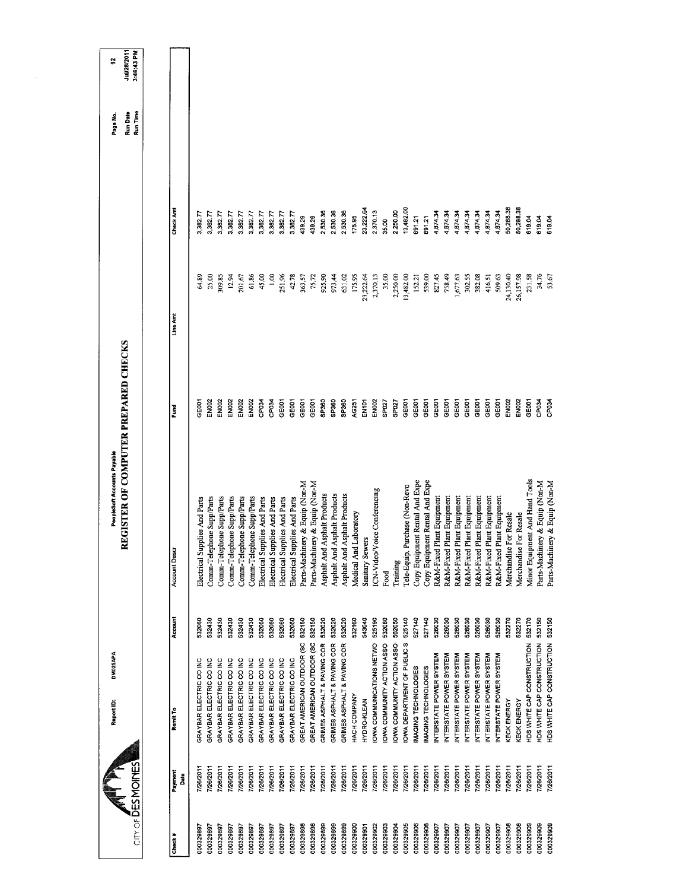CITY OF DES MOINES

Report ID: DM025APA

PeopleSoft Accounts Payable

# REGISTER OF COMPUTER PREPARED CHECKS

Page No. 12
Run Date Jul/28/2011
Run Time 3:46:43 PM

| Check # | Payment Date | Remit To | Account | Account Descr | Fund | Line Amt | Check Amt |
|---|---|---|---|---|---|---|---|
| 000329897 | 7/26/2011 | GRAYBAR ELECTRIC CO INC | 532060 | Electrical Supplies And Parts | GE001 | 64.89 | 3,382.77 |
| 000329897 | 7/26/2011 | GRAYBAR ELECTRIC CO INC | 532430 | Comm-Telephone Supp/Parts | EN002 | 25.00 | 3,382.77 |
| 000329897 | 7/26/2011 | GRAYBAR ELECTRIC CO INC | 532430 | Comm-Telephone Supp/Parts | EN002 | 309.85 | 3,382.77 |
| 000329897 | 7/26/2011 | GRAYBAR ELECTRIC CO INC | 532430 | Comm-Telephone Supp/Parts | EN002 | 12.94 | 3,382.77 |
| 000329897 | 7/26/2011 | GRAYBAR ELECTRIC CO INC | 532430 | Comm-Telephone Supp/Parts | EN002 | 201.67 | 3,382.77 |
| 000329897 | 7/26/2011 | GRAYBAR ELECTRIC CO INC | 532430 | Comm-Telephone Supp/Parts | EN002 | 61.86 | 3,382.77 |
| 000329897 | 7/26/2011 | GRAYBAR ELECTRIC CO INC | 532060 | Electrical Supplies And Parts | CP034 | 45.00 | 3,382.77 |
| 000329897 | 7/26/2011 | GRAYBAR ELECTRIC CO INC | 532060 | Electrical Supplies And Parts | CP034 | 1.00 | 3,382.77 |
| 000329897 | 7/26/2011 | GRAYBAR ELECTRIC CO INC | 532060 | Electrical Supplies And Parts | GE001 | 251.96 | 3,382.77 |
| 000329897 | 7/26/2011 | GRAYBAR ELECTRIC CO INC | 532060 | Electrical Supplies And Parts | GE001 | 42.78 | 3,382.77 |
| 000329898 | 7/26/2011 | GREAT AMERICAN OUTDOOR (SC | 532150 | Parts-Machinery & Equip (Non-M | GE001 | 363.57 | 439.29 |
| 000329898 | 7/26/2011 | GREAT AMERICAN OUTDOOR (SC | 532150 | Parts-Machinery & Equip (Non-M | GE001 | 75.72 | 439.29 |
| 000329899 | 7/26/2011 | GRIMES ASPHALT & PAVING COR | 532020 | Asphalt And Asphalt Products | SP360 | 925.90 | 2,530.36 |
| 000329899 | 7/26/2011 | GRIMES ASPHALT & PAVING COR | 532020 | Asphalt And Asphalt Products | SP360 | 973.44 | 2,530.36 |
| 000329899 | 7/26/2011 | GRIMES ASPHALT & PAVING COR | 532020 | Asphalt And Asphalt Products | SP360 | 631.02 | 2,530.36 |
| 000329900 | 7/26/2011 | HACH COMPANY | 532160 | Medical And Laboratory | AG251 | 175.95 | 175.95 |
| 000329901 | 7/26/2011 | HYDRO-KLEAN | 543040 | Sanitary Sewers | EN101 | 23,222.64 | 23,222.64 |
| 000329902 | 7/26/2011 | IOWA COMMUNICATIONS NETWO | 525190 | ICN-Video/Voice Conferencing | EN002 | 2,370.13 | 2,370.13 |
| 000329903 | 7/26/2011 | IOWA COMMUNITY ACTION ASSO | 532080 | Food | SP027 | 35.00 | 35.00 |
| 000329904 | 7/26/2011 | IOWA COMMUNITY ACTION ASSO | 562050 | Training | SP027 | 2,250.00 | 2,250.00 |
| 000329905 | 7/26/2011 | IOWA DEPARTMENT OF PUBLIC S | 525140 | Tele-Equip. Purchase (Non-Revo | GE001 | 13,482.00 | 13,482.00 |
| 000329906 | 7/26/2011 | IMAGING TECHNOLOGIES | 527140 | Copy Equipment Rental And Expe | GE001 | 152.21 | 691.21 |
| 000329906 | 7/26/2011 | IMAGING TECHNOLOGIES | 527140 | Copy Equipment Rental And Expe | GE001 | 539.00 | 691.21 |
| 000329907 | 7/26/2011 | INTERSTATE POWER SYSTEM | 526030 | R&M-Fixed Plant Equipment | GE001 | 827.45 | 4,874.34 |
| 000329907 | 7/26/2011 | INTERSTATE POWER SYSTEM | 526030 | R&M-Fixed Plant Equipment | GE001 | 758.49 | 4,874.34 |
| 000329907 | 7/26/2011 | INTERSTATE POWER SYSTEM | 526030 | R&M-Fixed Plant Equipment | GE001 | 1,677.63 | 4,874.34 |
| 000329907 | 7/26/2011 | INTERSTATE POWER SYSTEM | 526030 | R&M-Fixed Plant Equipment | GE001 | 302.55 | 4,874.34 |
| 000329907 | 7/26/2011 | INTERSTATE POWER SYSTEM | 526030 | R&M-Fixed Plant Equipment | GE001 | 382.08 | 4,874.34 |
| 000329907 | 7/26/2011 | INTERSTATE POWER SYSTEM | 526030 | R&M-Fixed Plant Equipment | GE001 | 416.51 | 4,874.34 |
| 000329907 | 7/26/2011 | INTERSTATE POWER SYSTEM | 526030 | R&M-Fixed Plant Equipment | GE001 | 509.63 | 4,874.34 |
| 000329908 | 7/26/2011 | KECK ENERGY | 532270 | Merchandise For Resale | EN002 | 24,130.40 | 50,288.38 |
| 000329908 | 7/26/2011 | KECK ENERGY | 532270 | Merchandise For Resale | EN002 | 26,157.98 | 50,288.38 |
| 000329909 | 7/26/2011 | HDS WHITE CAP CONSTRUCTION | 532170 | Minor Equipment And Hand Tools | GE001 | 231.58 | 619.04 |
| 000329909 | 7/26/2011 | HDS WHITE CAP CONSTRUCTION | 532150 | Parts-Machinery & Equip (Non-M | CP034 | 34.76 | 619.04 |
| 000329909 | 7/26/2011 | HDS WHITE CAP CONSTRUCTION | 532150 | Parts-Machinery & Equip (Non-M | CP034 | 53.67 | 619.04 |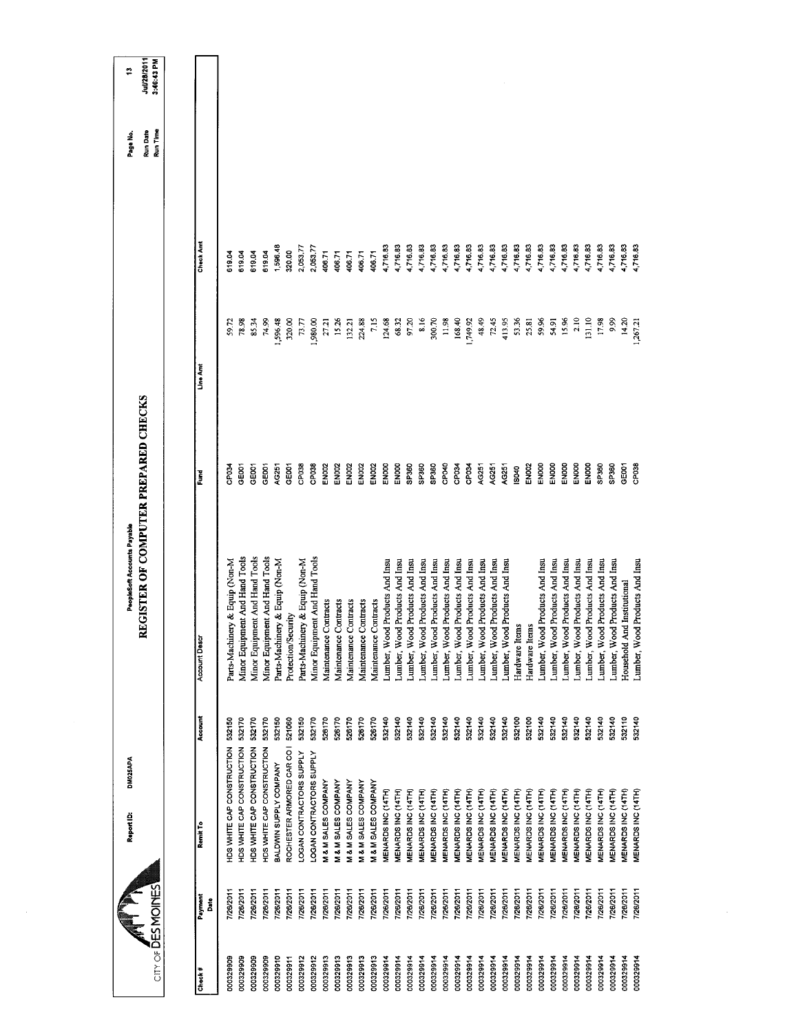CITY OF DES MOINES

Report ID: DM025APA

PeopleSoft Accounts Payable

# REGISTER OF COMPUTER PREPARED CHECKS

Page No. 13
Run Date Jul/28/2011
Run Time 3:46:43 PM

| Check # | Payment Date | Remit To | Account | Account Descr | Fund | Line Amt | Check Amt |
|---|---|---|---|---|---|---|---|
| 000329909 | 7/26/2011 | HDS WHITE CAP CONSTRUCTION | 532150 | Parts-Machinery & Equip (Non-M | CP034 | 59.72 | 619.04 |
| 000329909 | 7/26/2011 | HDS WHITE CAP CONSTRUCTION | 532170 | Minor Equipment And Hand Tools | GE001 | 78.98 | 619.04 |
| 000329909 | 7/26/2011 | HDS WHITE CAP CONSTRUCTION | 532170 | Minor Equipment And Hand Tools | GE001 | 85.34 | 619.04 |
| 000329909 | 7/26/2011 | HDS WHITE CAP CONSTRUCTION | 532170 | Minor Equipment And Hand Tools | GE001 | 74.99 | 619.04 |
| 000329910 | 7/26/2011 | BALDWIN SUPPLY COMPANY | 532150 | Parts-Machinery & Equip (Non-M | AG251 | 1,596.48 | 1,596.48 |
| 000329911 | 7/26/2011 | ROCHESTER ARMORED CAR CO I | 521060 | Protection/Security | GE001 | 320.00 | 320.00 |
| 000329912 | 7/26/2011 | LOGAN CONTRACTORS SUPPLY | 532150 | Parts-Machinery & Equip (Non-M | CP038 | 73.77 | 2,053.77 |
| 000329912 | 7/26/2011 | LOGAN CONTRACTORS SUPPLY | 532170 | Minor Equipment And Hand Tools | CP038 | 1,980.00 | 2,053.77 |
| 000329913 | 7/26/2011 | M & M SALES COMPANY | 526170 | Maintenance Contracts | EN002 | 27.21 | 406.71 |
| 000329913 | 7/26/2011 | M & M SALES COMPANY | 526170 | Maintenance Contracts | EN002 | 15.26 | 406.71 |
| 000329913 | 7/26/2011 | M & M SALES COMPANY | 526170 | Maintenance Contracts | EN002 | 132.21 | 406.71 |
| 000329913 | 7/26/2011 | M & M SALES COMPANY | 526170 | Maintenance Contracts | EN002 | 224.88 | 406.71 |
| 000329913 | 7/26/2011 | M & M SALES COMPANY | 526170 | Maintenance Contracts | EN002 | 7.15 | 406.71 |
| 000329914 | 7/26/2011 | MENARDS INC (14TH) | 532140 | Lumber, Wood Products And Insu | EN000 | 124.58 | 4,716.83 |
| 000329914 | 7/26/2011 | MENARDS INC (14TH) | 532140 | Lumber, Wood Products And Insu | EN000 | 68.32 | 4,716.83 |
| 000329914 | 7/26/2011 | MENARDS INC (14TH) | 532140 | Lumber, Wood Products And Insu | SP360 | 97.20 | 4,716.83 |
| 000329914 | 7/26/2011 | MENARDS INC (14TH) | 532140 | Lumber, Wood Products And Insu | SP360 | 8.16 | 4,716.83 |
| 000329914 | 7/26/2011 | MENARDS INC (14TH) | 532140 | Lumber, Wood Products And Insu | SP360 | 300.70 | 4,716.83 |
| 000329914 | 7/26/2011 | MENARDS INC (14TH) | 532140 | Lumber, Wood Products And Insu | CP040 | 11.98 | 4,716.83 |
| 000329914 | 7/26/2011 | MENARDS INC (14TH) | 532140 | Lumber, Wood Products And Insu | CP034 | 168.40 | 4,716.83 |
| 000329914 | 7/26/2011 | MENARDS INC (14TH) | 532140 | Lumber, Wood Products And Insu | CP034 | 1,749.92 | 4,716.83 |
| 000329914 | 7/26/2011 | MENARDS INC (14TH) | 532140 | Lumber, Wood Products And Insu | AG251 | 48.49 | 4,716.83 |
| 000329914 | 7/26/2011 | MENARDS INC (14TH) | 532140 | Lumber, Wood Products And Insu | AG251 | 72.45 | 4,716.83 |
| 000329914 | 7/26/2011 | MENARDS INC (14TH) | 532140 | Lumber, Wood Products And Insu | AG251 | 413.95 | 4,716.83 |
| 000329914 | 7/26/2011 | MENARDS INC (14TH) | 532100 | Hardware Items | IS040 | 53.36 | 4,716.83 |
| 000329914 | 7/26/2011 | MENARDS INC (14TH) | 532100 | Hardware Items | EN002 | 25.81 | 4,716.83 |
| 000329914 | 7/26/2011 | MENARDS INC (14TH) | 532140 | Lumber, Wood Products And Insu | EN000 | 59.96 | 4,716.83 |
| 000329914 | 7/26/2011 | MENARDS INC (14TH) | 532140 | Lumber, Wood Products And Insu | EN000 | 54.91 | 4,716.83 |
| 000329914 | 7/26/2011 | MENARDS INC (14TH) | 532140 | Lumber, Wood Products And Insu | EN000 | 15.96 | 4,716.83 |
| 000329914 | 7/26/2011 | MENARDS INC (14TH) | 532140 | Lumber, Wood Products And Insu | EN000 | 2.10 | 4,716.83 |
| 000329914 | 7/26/2011 | MENARDS INC (14TH) | 532140 | Lumber, Wood Products And Insu | EN000 | 131.10 | 4,716.83 |
| 000329914 | 7/26/2011 | MENARDS INC (14TH) | 532140 | Lumber, Wood Products And Insu | SP360 | 17.98 | 4,716.83 |
| 000329914 | 7/26/2011 | MENARDS INC (14TH) | 532140 | Lumber, Wood Products And Insu | SP360 | 9.99 | 4,716.83 |
| 000329914 | 7/26/2011 | MENARDS INC (14TH) | 532110 | Household And Institutional | GE001 | 14.20 | 4,716.83 |
| 000329914 | 7/26/2011 | MENARDS INC (14TH) | 532140 | Lumber, Wood Products And Insu | CP038 | 1,267.21 | 4,716.83 |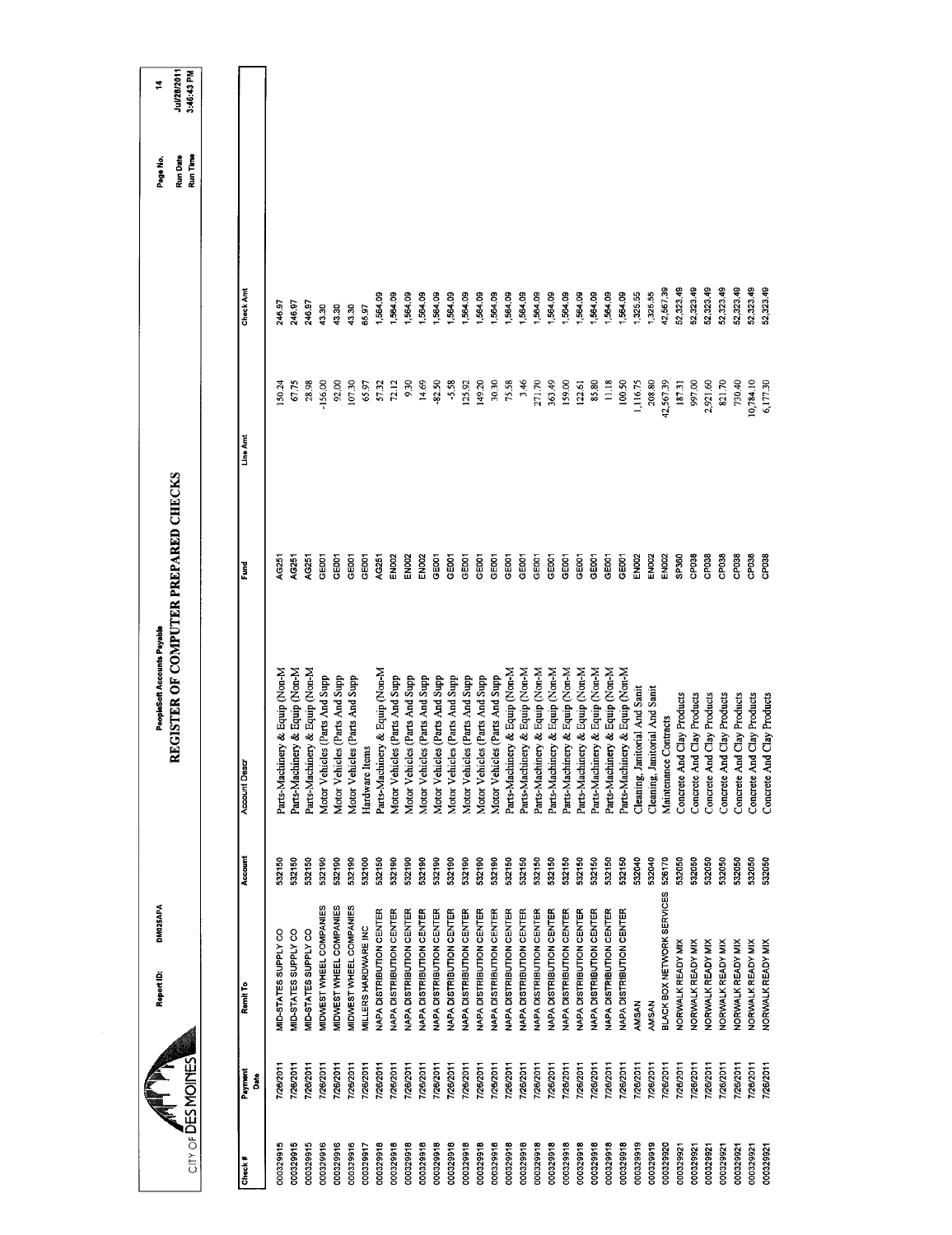CITY OF DES MOINES

Report ID: DM025APA

PeopleSoft Accounts Payable

# REGISTER OF COMPUTER PREPARED CHECKS

Run Date Jul/28/2011
Run Time 3:46:43 PM

| Check # | Payment Date | Remit To | Account | Account Descr | Fund | Line Amt | Check Amt |
|---|---|---|---|---|---|---|---|
| 000329915 | 7/26/2011 | MID-STATES SUPPLY CO | 532150 | Parts-Machinery & Equip (Non-M | AG251 | 150.24 | 246.97 |
| 000329915 | 7/26/2011 | MID-STATES SUPPLY CO | 532150 | Parts-Machinery & Equip (Non-M | AG251 | 67.75 | 246.97 |
| 000329915 | 7/26/2011 | MID-STATES SUPPLY CO | 532150 | Parts-Machinery & Equip (Non-M | AG251 | 28.98 | 246.97 |
| 000329916 | 7/26/2011 | MIDWEST WHEEL COMPANIES | 532190 | Motor Vehicles (Parts And Supp | GE001 | -156.00 | 43.30 |
| 000329916 | 7/26/2011 | MIDWEST WHEEL COMPANIES | 532190 | Motor Vehicles (Parts And Supp | GE001 | 92.00 | 43.30 |
| 000329916 | 7/26/2011 | MIDWEST WHEEL COMPANIES | 532190 | Motor Vehicles (Parts And Supp | GE001 | 107.30 | 43.30 |
| 000329917 | 7/26/2011 | MILLERS HARDWARE INC | 532100 | Hardware Items | GE001 | 65.97 | 65.97 |
| 000329918 | 7/26/2011 | NAPA DISTRIBUTION CENTER | 532150 | Parts-Machinery & Equip (Non-M | AG251 | 57.32 | 1,564.09 |
| 000329918 | 7/26/2011 | NAPA DISTRIBUTION CENTER | 532190 | Motor Vehicles (Parts And Supp | EN002 | 72.12 | 1,564.09 |
| 000329918 | 7/26/2011 | NAPA DISTRIBUTION CENTER | 532190 | Motor Vehicles (Parts And Supp | EN002 | 9.30 | 1,564.09 |
| 000329918 | 7/26/2011 | NAPA DISTRIBUTION CENTER | 532190 | Motor Vehicles (Parts And Supp | EN002 | 14.69 | 1,564.09 |
| 000329918 | 7/26/2011 | NAPA DISTRIBUTION CENTER | 532190 | Motor Vehicles (Parts And Supp | GE001 | -82.50 | 1,564.09 |
| 000329918 | 7/26/2011 | NAPA DISTRIBUTION CENTER | 532190 | Motor Vehicles (Parts And Supp | GE001 | -5.58 | 1,564.09 |
| 000329918 | 7/26/2011 | NAPA DISTRIBUTION CENTER | 532190 | Motor Vehicles (Parts And Supp | GE001 | 125.92 | 1,564.09 |
| 000329918 | 7/26/2011 | NAPA DISTRIBUTION CENTER | 532190 | Motor Vehicles (Parts And Supp | GE001 | 149.20 | 1,564.09 |
| 000329918 | 7/26/2011 | NAPA DISTRIBUTION CENTER | 532190 | Motor Vehicles (Parts And Supp | GE001 | 30.30 | 1,564.09 |
| 000329918 | 7/26/2011 | NAPA DISTRIBUTION CENTER | 532150 | Parts-Machinery & Equip (Non-M | GE001 | 75.58 | 1,564.09 |
| 000329918 | 7/26/2011 | NAPA DISTRIBUTION CENTER | 532150 | Parts-Machinery & Equip (Non-M | GE001 | 3.46 | 1,564.09 |
| 000329918 | 7/26/2011 | NAPA DISTRIBUTION CENTER | 532150 | Parts-Machinery & Equip (Non-M | GE001 | 271.70 | 1,564.09 |
| 000329918 | 7/26/2011 | NAPA DISTRIBUTION CENTER | 532150 | Parts-Machinery & Equip (Non-M | GE001 | 363.49 | 1,564.09 |
| 000329918 | 7/26/2011 | NAPA DISTRIBUTION CENTER | 532150 | Parts-Machinery & Equip (Non-M | GE001 | 159.00 | 1,564.09 |
| 000329918 | 7/26/2011 | NAPA DISTRIBUTION CENTER | 532150 | Parts-Machinery & Equip (Non-M | GE001 | 122.61 | 1,564.09 |
| 000329918 | 7/26/2011 | NAPA DISTRIBUTION CENTER | 532150 | Parts-Machinery & Equip (Non-M | GE001 | 85.80 | 1,564.09 |
| 000329918 | 7/26/2011 | NAPA DISTRIBUTION CENTER | 532150 | Parts-Machinery & Equip (Non-M | GE001 | 11.18 | 1,564.09 |
| 000329918 | 7/26/2011 | NAPA DISTRIBUTION CENTER | 532150 | Parts-Machinery & Equip (Non-M | GE001 | 100.50 | 1,564.09 |
| 000329919 | 7/26/2011 | AMSAN | 532040 | Cleaning, Janitorial And Sanit | EN002 | 1,116.75 | 1,325.55 |
| 000329919 | 7/26/2011 | AMSAN | 532040 | Cleaning, Janitorial And Sanit | EN002 | 208.80 | 1,325.55 |
| 000329920 | 7/26/2011 | BLACK BOX NETWORK SERVICES | 526170 | Maintenance Contracts | EN002 | 42,567.39 | 42,567.39 |
| 000329921 | 7/26/2011 | NORWALK READY MIX | 532050 | Concrete And Clay Products | SP360 | 187.31 | 52,323.49 |
| 000329921 | 7/26/2011 | NORWALK READY MIX | 532050 | Concrete And Clay Products | CP038 | 997.00 | 52,323.49 |
| 000329921 | 7/26/2011 | NORWALK READY MIX | 532050 | Concrete And Clay Products | CP038 | 2,921.60 | 52,323.49 |
| 000329921 | 7/26/2011 | NORWALK READY MIX | 532050 | Concrete And Clay Products | CP038 | 821.70 | 52,323.49 |
| 000329921 | 7/26/2011 | NORWALK READY MIX | 532050 | Concrete And Clay Products | CP038 | 730.40 | 52,323.49 |
| 000329921 | 7/26/2011 | NORWALK READY MIX | 532050 | Concrete And Clay Products | CP038 | 10,784.10 | 52,323.49 |
| 000329921 | 7/26/2011 | NORWALK READY MIX | 532050 | Concrete And Clay Products | CP038 | 6,177.30 | 52,323.49 |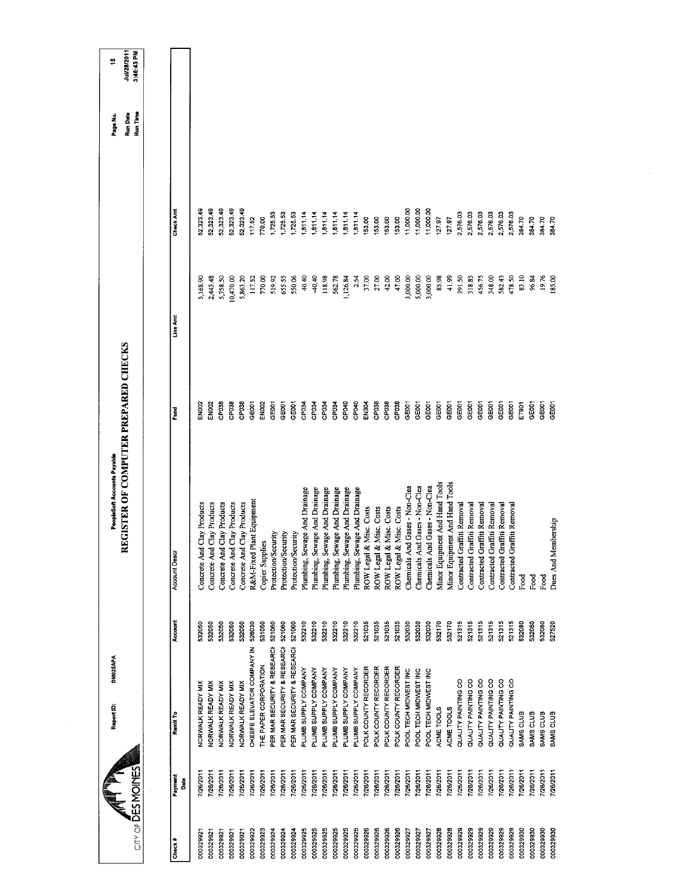CITY OF DES MOINES

Report ID: DM025APA

PeopleSoft Accounts Payable

# REGISTER OF COMPUTER PREPARED CHECKS

Page No. 15
Run Date Jul/28/2011
Run Time 3:46:43 PM

| Check # | Payment Date | Remit To | Account | Account Descr | Fund | Line Amt | Check Amt |
|---|---|---|---|---|---|---|---|
| 000329921 | 7/26/2011 | NORWALK READY MIX | 532050 | Concrete And Clay Products | EN002 | 5,168.90 | 52,323.49 |
| 000329921 | 7/26/2011 | NORWALK READY MIX | 532050 | Concrete And Clay Products | EN002 | 2,443.48 | 52,323.49 |
| 000329921 | 7/26/2011 | NORWALK READY MIX | 532050 | Concrete And Clay Products | CP038 | 5,758.50 | 52,323.49 |
| 000329921 | 7/26/2011 | NORWALK READY MIX | 532050 | Concrete And Clay Products | CP038 | 10,470.00 | 52,323.49 |
| 000329921 | 7/26/2011 | NORWALK READY MIX | 532050 | Concrete And Clay Products | CP038 | 5,863.20 | 52,323.49 |
| 000329922 | 7/26/2011 | OKEEFE ELEVATOR COMPANY IN | 526030 | R&M-Fixed Plant Equipment | GE001 | 117.52 | 117.52 |
| 000329923 | 7/26/2011 | THE PAPER CORPORATION | 531050 | Copier Supplies | EN002 | 770.00 | 770.00 |
| 000329924 | 7/26/2011 | PER MAR SECURITY & RESEARCH | 521060 | Protection/Security | GE001 | 519.92 | 1,725.53 |
| 000329924 | 7/26/2011 | PER MAR SECURITY & RESEARCH | 521060 | Protection/Security | GE001 | 655.55 | 1,725.53 |
| 000329924 | 7/26/2011 | PER MAR SECURITY & RESEARCH | 521060 | Protection/Security | GE001 | 550.06 | 1,725.53 |
| 000329925 | 7/26/2011 | PLUMB SUPPLY COMPANY | 532210 | Plumbing, Sewage And Drainage | CP034 | 40.40 | 1,811.14 |
| 000329925 | 7/26/2011 | PLUMB SUPPLY COMPANY | 532210 | Plumbing, Sewage And Drainage | CP034 | -40.40 | 1,811.14 |
| 000329925 | 7/26/2011 | PLUMB SUPPLY COMPANY | 532210 | Plumbing, Sewage And Drainage | CP034 | 118.98 | 1,811.14 |
| 000329925 | 7/26/2011 | PLUMB SUPPLY COMPANY | 532210 | Plumbing, Sewage And Drainage | CP034 | 562.78 | 1,811.14 |
| 000329925 | 7/26/2011 | PLUMB SUPPLY COMPANY | 532210 | Plumbing, Sewage And Drainage | CP040 | 1,126.84 | 1,811.14 |
| 000329925 | 7/26/2011 | PLUMB SUPPLY COMPANY | 532210 | Plumbing, Sewage And Drainage | CP040 | 2.54 | 1,811.14 |
| 000329926 | 7/26/2011 | POLK COUNTY RECORDER | 521035 | ROW Legal & Misc. Costs | EN304 | 37.00 | 153.00 |
| 000329926 | 7/26/2011 | POLK COUNTY RECORDER | 521035 | ROW Legal & Misc. Costs | CP038 | 27.00 | 153.00 |
| 000329926 | 7/26/2011 | POLK COUNTY RECORDER | 521035 | ROW Legal & Misc. Costs | CP038 | 42.00 | 153.00 |
| 000329926 | 7/26/2011 | POLK COUNTY RECORDER | 521035 | ROW Legal & Misc. Costs | CP038 | 47.00 | 153.00 |
| 000329927 | 7/26/2011 | POOL TECH MIDWEST INC | 532030 | Chemicals And Gases - Non-Clea | GE001 | 3,000.00 | 11,000.00 |
| 000329927 | 7/26/2011 | POOL TECH MIDWEST INC | 532030 | Chemicals And Gases - Non-Clea | GE001 | 5,000.00 | 11,000.00 |
| 000329927 | 7/26/2011 | POOL TECH MIDWEST INC | 532030 | Chemicals And Gases - Non-Clea | GE001 | 3,000.00 | 11,000.00 |
| 000329928 | 7/26/2011 | ACME TOOLS | 532170 | Minor Equipment And Hand Tools | GE001 | 85.98 | 127.97 |
| 000329928 | 7/26/2011 | ACME TOOLS | 532170 | Minor Equipment And Hand Tools | GE001 | 41.99 | 127.97 |
| 000329929 | 7/26/2011 | QUALITY PAINTING CO | 521315 | Contracted Graffiti Removal | GE001 | 391.50 | 2,576.03 |
| 000329929 | 7/26/2011 | QUALITY PAINTING CO | 521315 | Contracted Graffiti Removal | GE001 | 318.85 | 2,576.03 |
| 000329929 | 7/26/2011 | QUALITY PAINTING CO | 521315 | Contracted Graffiti Removal | GE001 | 456.75 | 2,576.03 |
| 000329929 | 7/26/2011 | QUALITY PAINTING CO | 521315 | Contracted Graffiti Removal | GE001 | 348.00 | 2,576.03 |
| 000329929 | 7/26/2011 | QUALITY PAINTING CO | 521315 | Contracted Graffiti Removal | GE001 | 582.43 | 2,576.03 |
| 000329929 | 7/26/2011 | QUALITY PAINTING CO | 521315 | Contracted Graffiti Removal | GE001 | 478.50 | 2,576.03 |
| 000329930 | 7/26/2011 | SAMS CLUB | 532080 | Food | ET901 | 83.10 | 384.70 |
| 000329930 | 7/26/2011 | SAMS CLUB | 532080 | Food | GE001 | 96.84 | 384.70 |
| 000329930 | 7/26/2011 | SAMS CLUB | 532080 | Food | GE001 | 19.76 | 384.70 |
| 000329930 | 7/26/2011 | SAMS CLUB | 527520 | Dues And Membership | GE001 | 185.00 | 384.70 |